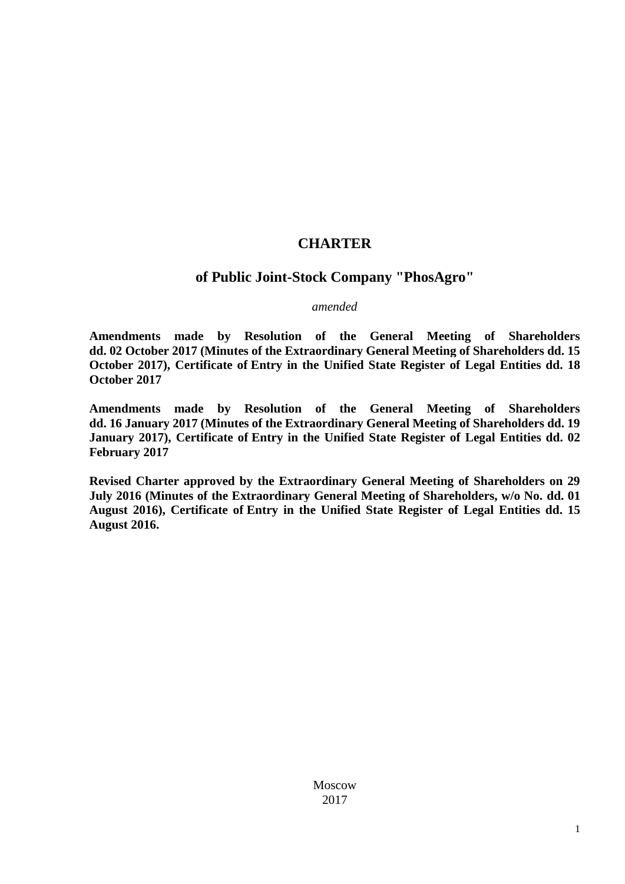# CHARTER

## of Public Joint-Stock Company "PhosAgro"

*amended*

**Amendments made by Resolution of the General Meeting of Shareholders dd. 02 October 2017 (Minutes of the Extraordinary General Meeting of Shareholders dd. 15 October 2017), Certificate of Entry in the Unified State Register of Legal Entities dd. 18 October 2017**

**Amendments made by Resolution of the General Meeting of Shareholders dd. 16 January 2017 (Minutes of the Extraordinary General Meeting of Shareholders dd. 19 January 2017), Certificate of Entry in the Unified State Register of Legal Entities dd. 02 February 2017**

**Revised Charter approved by the Extraordinary General Meeting of Shareholders on 29 July 2016 (Minutes of the Extraordinary General Meeting of Shareholders, w/o No. dd. 01 August 2016), Certificate of Entry in the Unified State Register of Legal Entities dd. 15 August 2016.**

Moscow
2017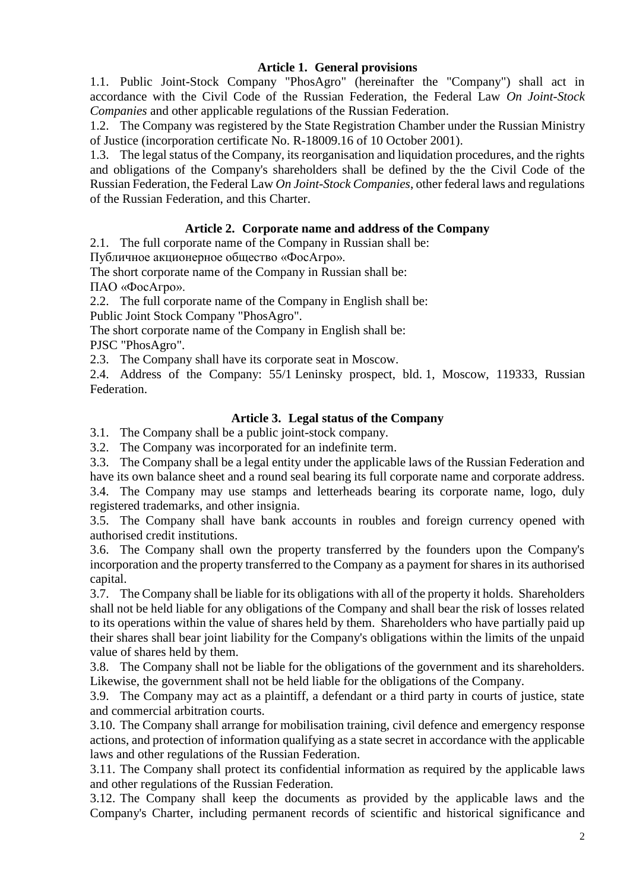### Article 1. General provisions

1.1. Public Joint-Stock Company "PhosAgro" (hereinafter the "Company") shall act in accordance with the Civil Code of the Russian Federation, the Federal Law *On Joint-Stock Companies* and other applicable regulations of the Russian Federation.

1.2. The Company was registered by the State Registration Chamber under the Russian Ministry of Justice (incorporation certificate No. R-18009.16 of 10 October 2001).

1.3. The legal status of the Company, its reorganisation and liquidation procedures, and the rights and obligations of the Company's shareholders shall be defined by the the Civil Code of the Russian Federation, the Federal Law *On Joint-Stock Companies*, other federal laws and regulations of the Russian Federation, and this Charter.

### Article 2. Corporate name and address of the Company

2.1. The full corporate name of the Company in Russian shall be:

Публичное акционерное общество «ФосАгро».

The short corporate name of the Company in Russian shall be:

ПАО «ФосАгро».

2.2. The full corporate name of the Company in English shall be:

Public Joint Stock Company "PhosAgro".

The short corporate name of the Company in English shall be:

PJSC "PhosAgro".

2.3. The Company shall have its corporate seat in Moscow.

2.4. Address of the Company: 55/1 Leninsky prospect, bld. 1, Moscow, 119333, Russian Federation.

### Article 3. Legal status of the Company

3.1. The Company shall be a public joint-stock company.

3.2. The Company was incorporated for an indefinite term.

3.3. The Company shall be a legal entity under the applicable laws of the Russian Federation and have its own balance sheet and a round seal bearing its full corporate name and corporate address.

3.4. The Company may use stamps and letterheads bearing its corporate name, logo, duly registered trademarks, and other insignia.

3.5. The Company shall have bank accounts in roubles and foreign currency opened with authorised credit institutions.

3.6. The Company shall own the property transferred by the founders upon the Company's incorporation and the property transferred to the Company as a payment for shares in its authorised capital.

3.7. The Company shall be liable for its obligations with all of the property it holds. Shareholders shall not be held liable for any obligations of the Company and shall bear the risk of losses related to its operations within the value of shares held by them. Shareholders who have partially paid up their shares shall bear joint liability for the Company's obligations within the limits of the unpaid value of shares held by them.

3.8. The Company shall not be liable for the obligations of the government and its shareholders. Likewise, the government shall not be held liable for the obligations of the Company.

3.9. The Company may act as a plaintiff, a defendant or a third party in courts of justice, state and commercial arbitration courts.

3.10. The Company shall arrange for mobilisation training, civil defence and emergency response actions, and protection of information qualifying as a state secret in accordance with the applicable laws and other regulations of the Russian Federation.

3.11. The Company shall protect its confidential information as required by the applicable laws and other regulations of the Russian Federation.

3.12. The Company shall keep the documents as provided by the applicable laws and the Company's Charter, including permanent records of scientific and historical significance and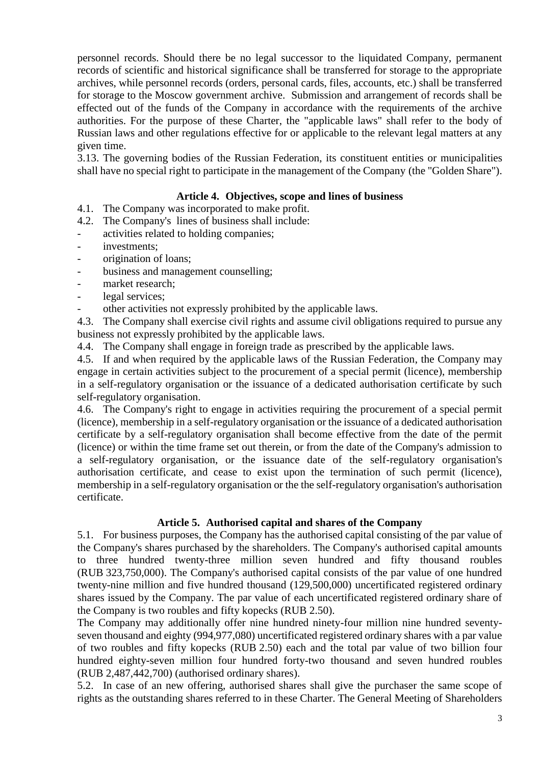personnel records. Should there be no legal successor to the liquidated Company, permanent records of scientific and historical significance shall be transferred for storage to the appropriate archives, while personnel records (orders, personal cards, files, accounts, etc.) shall be transferred for storage to the Moscow government archive. Submission and arrangement of records shall be effected out of the funds of the Company in accordance with the requirements of the archive authorities. For the purpose of these Charter, the "applicable laws" shall refer to the body of Russian laws and other regulations effective for or applicable to the relevant legal matters at any given time.

3.13. The governing bodies of the Russian Federation, its constituent entities or municipalities shall have no special right to participate in the management of the Company (the "Golden Share").

### Article 4. Objectives, scope and lines of business

4.1. The Company was incorporated to make profit.

4.2. The Company's lines of business shall include:

- activities related to holding companies;
- investments;
- origination of loans;
- business and management counselling;
- market research;
- legal services;
- other activities not expressly prohibited by the applicable laws.

4.3. The Company shall exercise civil rights and assume civil obligations required to pursue any business not expressly prohibited by the applicable laws.

4.4. The Company shall engage in foreign trade as prescribed by the applicable laws.

4.5. If and when required by the applicable laws of the Russian Federation, the Company may engage in certain activities subject to the procurement of a special permit (licence), membership in a self-regulatory organisation or the issuance of a dedicated authorisation certificate by such self-regulatory organisation.

4.6. The Company's right to engage in activities requiring the procurement of a special permit (licence), membership in a self-regulatory organisation or the issuance of a dedicated authorisation certificate by a self-regulatory organisation shall become effective from the date of the permit (licence) or within the time frame set out therein, or from the date of the Company's admission to a self-regulatory organisation, or the issuance date of the self-regulatory organisation's authorisation certificate, and cease to exist upon the termination of such permit (licence), membership in a self-regulatory organisation or the the self-regulatory organisation's authorisation certificate.

### Article 5. Authorised capital and shares of the Company

5.1. For business purposes, the Company has the authorised capital consisting of the par value of the Company's shares purchased by the shareholders. The Company's authorised capital amounts to three hundred twenty-three million seven hundred and fifty thousand roubles (RUB 323,750,000). The Company's authorised capital consists of the par value of one hundred twenty-nine million and five hundred thousand (129,500,000) uncertificated registered ordinary shares issued by the Company. The par value of each uncertificated registered ordinary share of the Company is two roubles and fifty kopecks (RUB 2.50).

The Company may additionally offer nine hundred ninety-four million nine hundred seventy-seven thousand and eighty (994,977,080) uncertificated registered ordinary shares with a par value of two roubles and fifty kopecks (RUB 2.50) each and the total par value of two billion four hundred eighty-seven million four hundred forty-two thousand and seven hundred roubles (RUB 2,487,442,700) (authorised ordinary shares).

5.2. In case of an new offering, authorised shares shall give the purchaser the same scope of rights as the outstanding shares referred to in these Charter. The General Meeting of Shareholders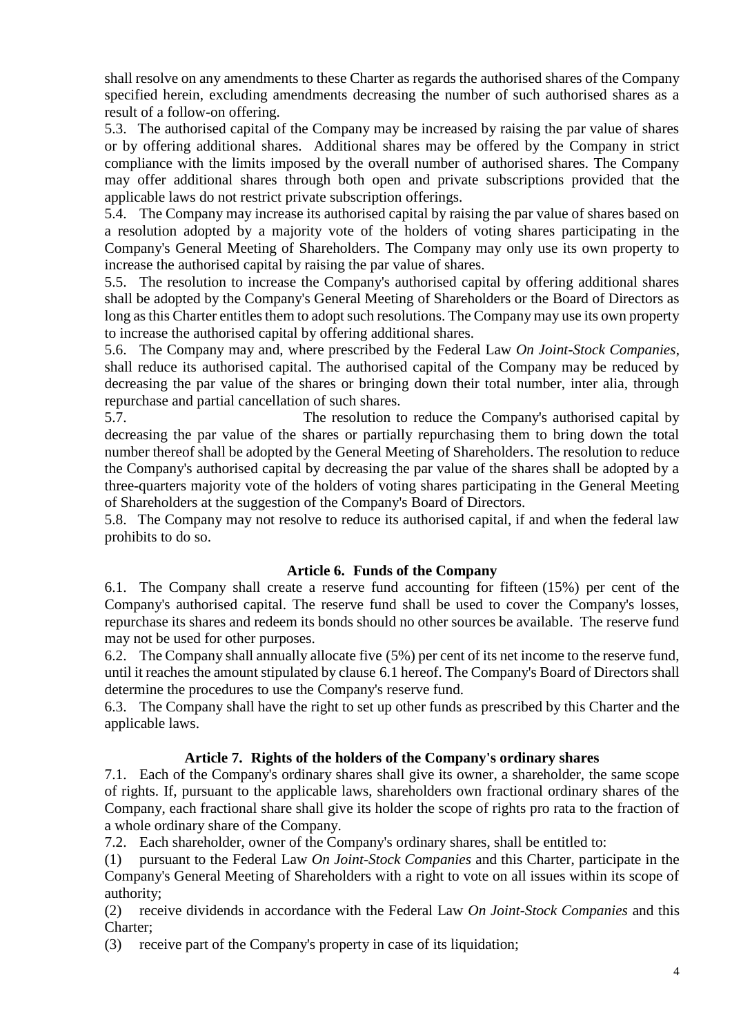shall resolve on any amendments to these Charter as regards the authorised shares of the Company specified herein, excluding amendments decreasing the number of such authorised shares as a result of a follow-on offering.

5.3. The authorised capital of the Company may be increased by raising the par value of shares or by offering additional shares. Additional shares may be offered by the Company in strict compliance with the limits imposed by the overall number of authorised shares. The Company may offer additional shares through both open and private subscriptions provided that the applicable laws do not restrict private subscription offerings.

5.4. The Company may increase its authorised capital by raising the par value of shares based on a resolution adopted by a majority vote of the holders of voting shares participating in the Company's General Meeting of Shareholders. The Company may only use its own property to increase the authorised capital by raising the par value of shares.

5.5. The resolution to increase the Company's authorised capital by offering additional shares shall be adopted by the Company's General Meeting of Shareholders or the Board of Directors as long as this Charter entitles them to adopt such resolutions. The Company may use its own property to increase the authorised capital by offering additional shares.

5.6. The Company may and, where prescribed by the Federal Law *On Joint-Stock Companies*, shall reduce its authorised capital. The authorised capital of the Company may be reduced by decreasing the par value of the shares or bringing down their total number, inter alia, through repurchase and partial cancellation of such shares.

5.7. The resolution to reduce the Company's authorised capital by decreasing the par value of the shares or partially repurchasing them to bring down the total number thereof shall be adopted by the General Meeting of Shareholders. The resolution to reduce the Company's authorised capital by decreasing the par value of the shares shall be adopted by a three-quarters majority vote of the holders of voting shares participating in the General Meeting of Shareholders at the suggestion of the Company's Board of Directors.

5.8. The Company may not resolve to reduce its authorised capital, if and when the federal law prohibits to do so.

### Article 6. Funds of the Company

6.1. The Company shall create a reserve fund accounting for fifteen (15%) per cent of the Company's authorised capital. The reserve fund shall be used to cover the Company's losses, repurchase its shares and redeem its bonds should no other sources be available. The reserve fund may not be used for other purposes.

6.2. The Company shall annually allocate five (5%) per cent of its net income to the reserve fund, until it reaches the amount stipulated by clause 6.1 hereof. The Company's Board of Directors shall determine the procedures to use the Company's reserve fund.

6.3. The Company shall have the right to set up other funds as prescribed by this Charter and the applicable laws.

### Article 7. Rights of the holders of the Company's ordinary shares

7.1. Each of the Company's ordinary shares shall give its owner, a shareholder, the same scope of rights. If, pursuant to the applicable laws, shareholders own fractional ordinary shares of the Company, each fractional share shall give its holder the scope of rights pro rata to the fraction of a whole ordinary share of the Company.

7.2. Each shareholder, owner of the Company's ordinary shares, shall be entitled to:

(1) pursuant to the Federal Law *On Joint-Stock Companies* and this Charter, participate in the Company's General Meeting of Shareholders with a right to vote on all issues within its scope of authority;

(2) receive dividends in accordance with the Federal Law *On Joint-Stock Companies* and this Charter;

(3) receive part of the Company's property in case of its liquidation;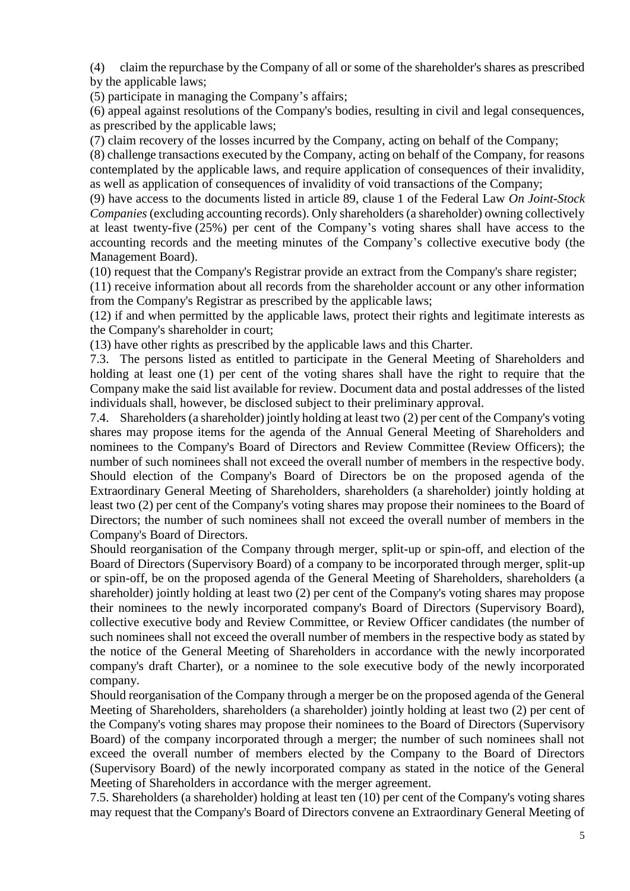(4) claim the repurchase by the Company of all or some of the shareholder's shares as prescribed by the applicable laws;

(5) participate in managing the Company's affairs;

(6) appeal against resolutions of the Company's bodies, resulting in civil and legal consequences, as prescribed by the applicable laws;

(7) claim recovery of the losses incurred by the Company, acting on behalf of the Company;

(8) challenge transactions executed by the Company, acting on behalf of the Company, for reasons contemplated by the applicable laws, and require application of consequences of their invalidity, as well as application of consequences of invalidity of void transactions of the Company;

(9) have access to the documents listed in article 89, clause 1 of the Federal Law *On Joint-Stock Companies* (excluding accounting records). Only shareholders (a shareholder) owning collectively at least twenty-five (25%) per cent of the Company's voting shares shall have access to the accounting records and the meeting minutes of the Company's collective executive body (the Management Board).

(10) request that the Company's Registrar provide an extract from the Company's share register;

(11) receive information about all records from the shareholder account or any other information from the Company's Registrar as prescribed by the applicable laws;

(12) if and when permitted by the applicable laws, protect their rights and legitimate interests as the Company's shareholder in court;

(13) have other rights as prescribed by the applicable laws and this Charter.

7.3. The persons listed as entitled to participate in the General Meeting of Shareholders and holding at least one (1) per cent of the voting shares shall have the right to require that the Company make the said list available for review. Document data and postal addresses of the listed individuals shall, however, be disclosed subject to their preliminary approval.

7.4. Shareholders (a shareholder) jointly holding at least two (2) per cent of the Company's voting shares may propose items for the agenda of the Annual General Meeting of Shareholders and nominees to the Company's Board of Directors and Review Committee (Review Officers); the number of such nominees shall not exceed the overall number of members in the respective body. Should election of the Company's Board of Directors be on the proposed agenda of the Extraordinary General Meeting of Shareholders, shareholders (a shareholder) jointly holding at least two (2) per cent of the Company's voting shares may propose their nominees to the Board of Directors; the number of such nominees shall not exceed the overall number of members in the Company's Board of Directors.

Should reorganisation of the Company through merger, split-up or spin-off, and election of the Board of Directors (Supervisory Board) of a company to be incorporated through merger, split-up or spin-off, be on the proposed agenda of the General Meeting of Shareholders, shareholders (a shareholder) jointly holding at least two (2) per cent of the Company's voting shares may propose their nominees to the newly incorporated company's Board of Directors (Supervisory Board), collective executive body and Review Committee, or Review Officer candidates (the number of such nominees shall not exceed the overall number of members in the respective body as stated by the notice of the General Meeting of Shareholders in accordance with the newly incorporated company's draft Charter), or a nominee to the sole executive body of the newly incorporated company.

Should reorganisation of the Company through a merger be on the proposed agenda of the General Meeting of Shareholders, shareholders (a shareholder) jointly holding at least two (2) per cent of the Company's voting shares may propose their nominees to the Board of Directors (Supervisory Board) of the company incorporated through a merger; the number of such nominees shall not exceed the overall number of members elected by the Company to the Board of Directors (Supervisory Board) of the newly incorporated company as stated in the notice of the General Meeting of Shareholders in accordance with the merger agreement.

7.5. Shareholders (a shareholder) holding at least ten (10) per cent of the Company's voting shares may request that the Company's Board of Directors convene an Extraordinary General Meeting of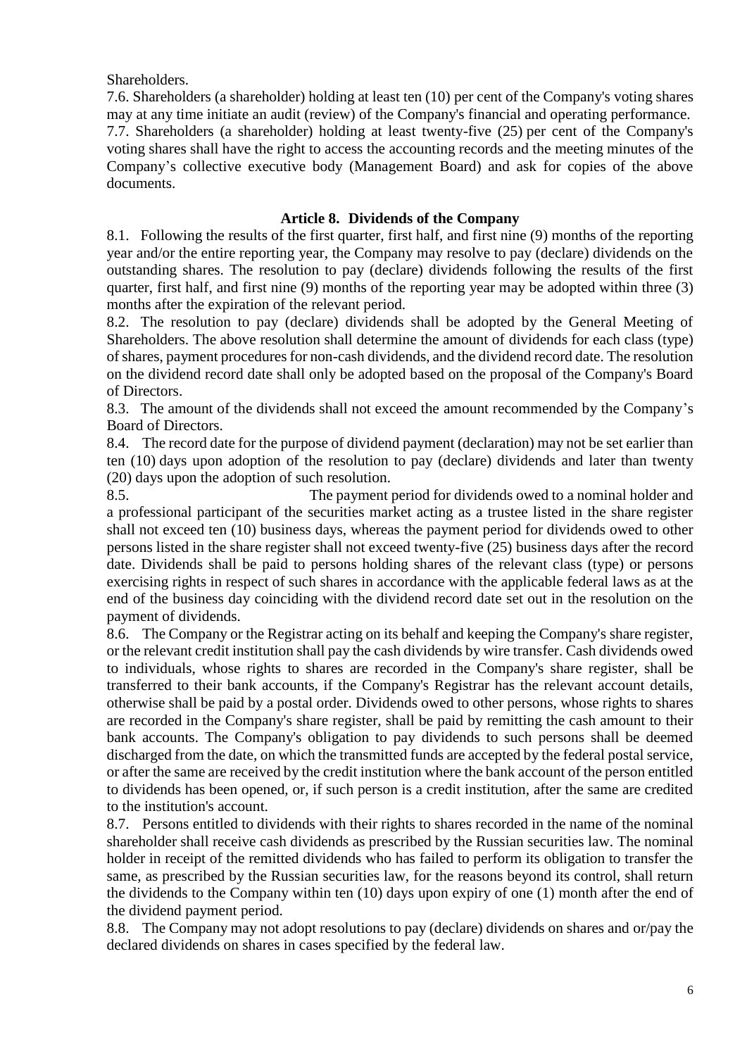Shareholders.

7.6. Shareholders (a shareholder) holding at least ten (10) per cent of the Company's voting shares may at any time initiate an audit (review) of the Company's financial and operating performance.

7.7. Shareholders (a shareholder) holding at least twenty-five (25) per cent of the Company's voting shares shall have the right to access the accounting records and the meeting minutes of the Company's collective executive body (Management Board) and ask for copies of the above documents.

## Article 8. Dividends of the Company

8.1. Following the results of the first quarter, first half, and first nine (9) months of the reporting year and/or the entire reporting year, the Company may resolve to pay (declare) dividends on the outstanding shares. The resolution to pay (declare) dividends following the results of the first quarter, first half, and first nine (9) months of the reporting year may be adopted within three (3) months after the expiration of the relevant period.

8.2. The resolution to pay (declare) dividends shall be adopted by the General Meeting of Shareholders. The above resolution shall determine the amount of dividends for each class (type) of shares, payment procedures for non-cash dividends, and the dividend record date. The resolution on the dividend record date shall only be adopted based on the proposal of the Company's Board of Directors.

8.3. The amount of the dividends shall not exceed the amount recommended by the Company's Board of Directors.

8.4. The record date for the purpose of dividend payment (declaration) may not be set earlier than ten (10) days upon adoption of the resolution to pay (declare) dividends and later than twenty (20) days upon the adoption of such resolution.

8.5. The payment period for dividends owed to a nominal holder and a professional participant of the securities market acting as a trustee listed in the share register shall not exceed ten (10) business days, whereas the payment period for dividends owed to other persons listed in the share register shall not exceed twenty-five (25) business days after the record date. Dividends shall be paid to persons holding shares of the relevant class (type) or persons exercising rights in respect of such shares in accordance with the applicable federal laws as at the end of the business day coinciding with the dividend record date set out in the resolution on the payment of dividends.

8.6. The Company or the Registrar acting on its behalf and keeping the Company's share register, or the relevant credit institution shall pay the cash dividends by wire transfer. Cash dividends owed to individuals, whose rights to shares are recorded in the Company's share register, shall be transferred to their bank accounts, if the Company's Registrar has the relevant account details, otherwise shall be paid by a postal order. Dividends owed to other persons, whose rights to shares are recorded in the Company's share register, shall be paid by remitting the cash amount to their bank accounts. The Company's obligation to pay dividends to such persons shall be deemed discharged from the date, on which the transmitted funds are accepted by the federal postal service, or after the same are received by the credit institution where the bank account of the person entitled to dividends has been opened, or, if such person is a credit institution, after the same are credited to the institution's account.

8.7. Persons entitled to dividends with their rights to shares recorded in the name of the nominal shareholder shall receive cash dividends as prescribed by the Russian securities law. The nominal holder in receipt of the remitted dividends who has failed to perform its obligation to transfer the same, as prescribed by the Russian securities law, for the reasons beyond its control, shall return the dividends to the Company within ten (10) days upon expiry of one (1) month after the end of the dividend payment period.

8.8. The Company may not adopt resolutions to pay (declare) dividends on shares and or/pay the declared dividends on shares in cases specified by the federal law.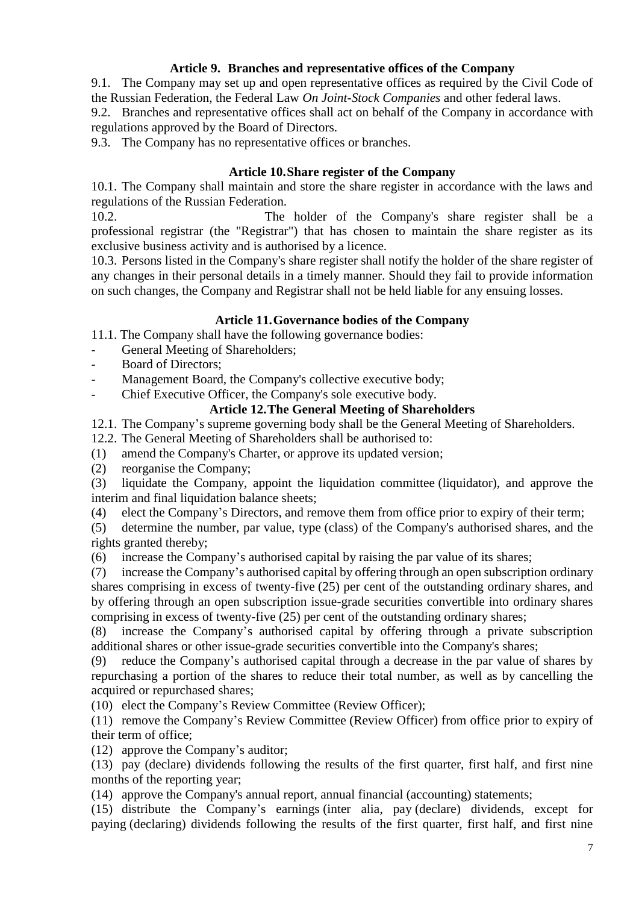### Article 9. Branches and representative offices of the Company

9.1. The Company may set up and open representative offices as required by the Civil Code of the Russian Federation, the Federal Law *On Joint-Stock Companies* and other federal laws.

9.2. Branches and representative offices shall act on behalf of the Company in accordance with regulations approved by the Board of Directors.

9.3. The Company has no representative offices or branches.

### Article 10. Share register of the Company

10.1. The Company shall maintain and store the share register in accordance with the laws and regulations of the Russian Federation.

10.2. The holder of the Company's share register shall be a professional registrar (the "Registrar") that has chosen to maintain the share register as its exclusive business activity and is authorised by a licence.

10.3. Persons listed in the Company's share register shall notify the holder of the share register of any changes in their personal details in a timely manner. Should they fail to provide information on such changes, the Company and Registrar shall not be held liable for any ensuing losses.

### Article 11. Governance bodies of the Company

11.1. The Company shall have the following governance bodies:

- General Meeting of Shareholders;
- Board of Directors;
- Management Board, the Company's collective executive body;
- Chief Executive Officer, the Company's sole executive body.

### Article 12. The General Meeting of Shareholders

12.1. The Company's supreme governing body shall be the General Meeting of Shareholders.

12.2. The General Meeting of Shareholders shall be authorised to:

(1) amend the Company's Charter, or approve its updated version;

(2) reorganise the Company;

(3) liquidate the Company, appoint the liquidation committee (liquidator), and approve the interim and final liquidation balance sheets;

(4) elect the Company's Directors, and remove them from office prior to expiry of their term;

(5) determine the number, par value, type (class) of the Company's authorised shares, and the rights granted thereby;

(6) increase the Company's authorised capital by raising the par value of its shares;

(7) increase the Company's authorised capital by offering through an open subscription ordinary shares comprising in excess of twenty-five (25) per cent of the outstanding ordinary shares, and by offering through an open subscription issue-grade securities convertible into ordinary shares comprising in excess of twenty-five (25) per cent of the outstanding ordinary shares;

(8) increase the Company's authorised capital by offering through a private subscription additional shares or other issue-grade securities convertible into the Company's shares;

(9) reduce the Company's authorised capital through a decrease in the par value of shares by repurchasing a portion of the shares to reduce their total number, as well as by cancelling the acquired or repurchased shares;

(10) elect the Company's Review Committee (Review Officer);

(11) remove the Company's Review Committee (Review Officer) from office prior to expiry of their term of office;

(12) approve the Company's auditor;

(13) pay (declare) dividends following the results of the first quarter, first half, and first nine months of the reporting year;

(14) approve the Company's annual report, annual financial (accounting) statements;

(15) distribute the Company's earnings (inter alia, pay (declare) dividends, except for paying (declaring) dividends following the results of the first quarter, first half, and first nine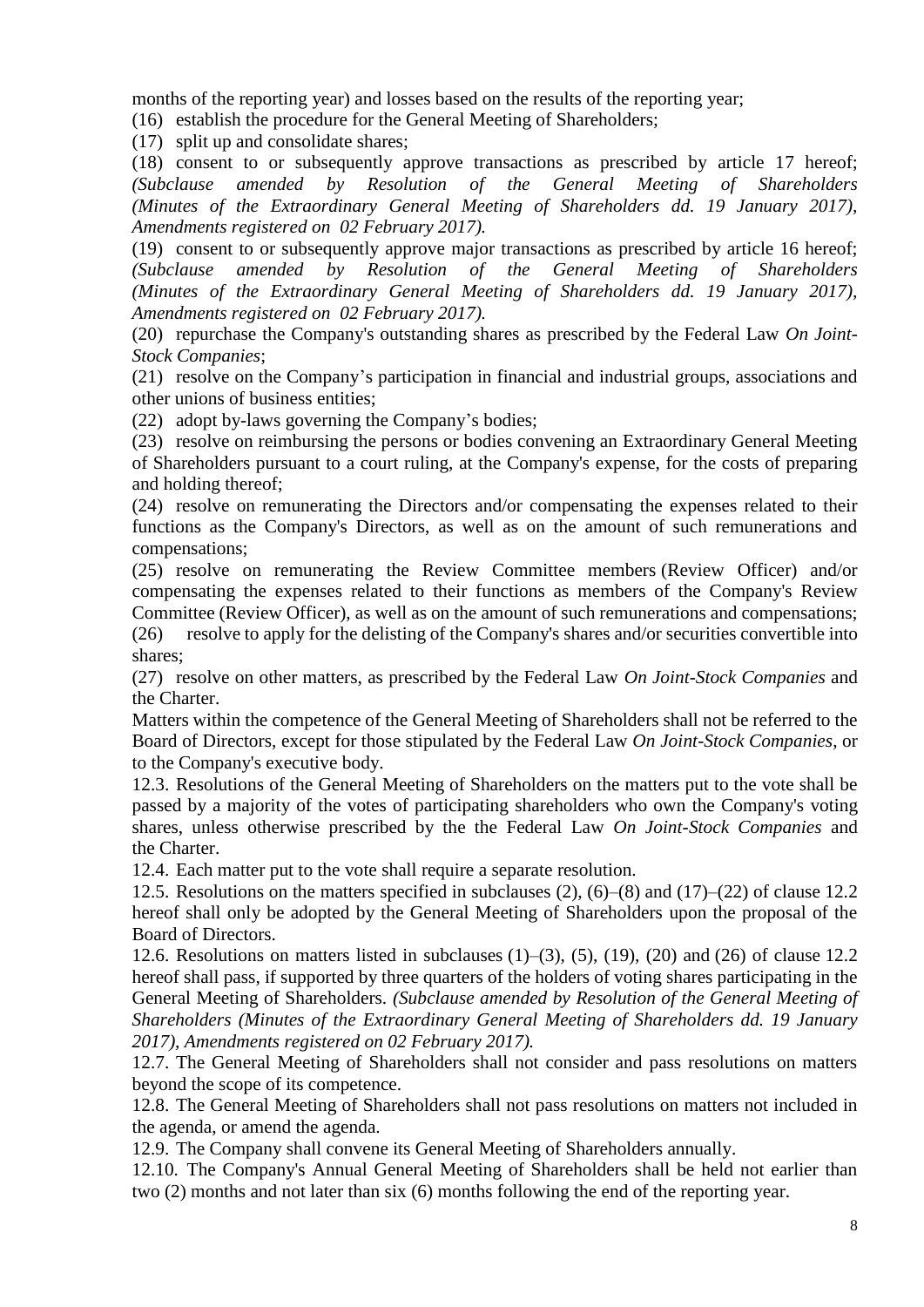months of the reporting year) and losses based on the results of the reporting year;

(16) establish the procedure for the General Meeting of Shareholders;

(17) split up and consolidate shares;

(18) consent to or subsequently approve transactions as prescribed by article 17 hereof; *(Subclause amended by Resolution of the General Meeting of Shareholders (Minutes of the Extraordinary General Meeting of Shareholders dd. 19 January 2017), Amendments registered on 02 February 2017).*

(19) consent to or subsequently approve major transactions as prescribed by article 16 hereof; *(Subclause amended by Resolution of the General Meeting of Shareholders (Minutes of the Extraordinary General Meeting of Shareholders dd. 19 January 2017), Amendments registered on 02 February 2017).*

(20) repurchase the Company's outstanding shares as prescribed by the Federal Law *On Joint-Stock Companies*;

(21) resolve on the Company's participation in financial and industrial groups, associations and other unions of business entities;

(22) adopt by-laws governing the Company's bodies;

(23) resolve on reimbursing the persons or bodies convening an Extraordinary General Meeting of Shareholders pursuant to a court ruling, at the Company's expense, for the costs of preparing and holding thereof;

(24) resolve on remunerating the Directors and/or compensating the expenses related to their functions as the Company's Directors, as well as on the amount of such remunerations and compensations;

(25) resolve on remunerating the Review Committee members (Review Officer) and/or compensating the expenses related to their functions as members of the Company's Review Committee (Review Officer), as well as on the amount of such remunerations and compensations;

(26) resolve to apply for the delisting of the Company's shares and/or securities convertible into shares;

(27) resolve on other matters, as prescribed by the Federal Law *On Joint-Stock Companies* and the Charter.

Matters within the competence of the General Meeting of Shareholders shall not be referred to the Board of Directors, except for those stipulated by the Federal Law *On Joint-Stock Companies*, or to the Company's executive body.

12.3. Resolutions of the General Meeting of Shareholders on the matters put to the vote shall be passed by a majority of the votes of participating shareholders who own the Company's voting shares, unless otherwise prescribed by the the Federal Law *On Joint-Stock Companies* and the Charter.

12.4. Each matter put to the vote shall require a separate resolution.

12.5. Resolutions on the matters specified in subclauses (2), (6)–(8) and (17)–(22) of clause 12.2 hereof shall only be adopted by the General Meeting of Shareholders upon the proposal of the Board of Directors.

12.6. Resolutions on matters listed in subclauses (1)–(3), (5), (19), (20) and (26) of clause 12.2 hereof shall pass, if supported by three quarters of the holders of voting shares participating in the General Meeting of Shareholders. *(Subclause amended by Resolution of the General Meeting of Shareholders (Minutes of the Extraordinary General Meeting of Shareholders dd. 19 January 2017), Amendments registered on 02 February 2017).*

12.7. The General Meeting of Shareholders shall not consider and pass resolutions on matters beyond the scope of its competence.

12.8. The General Meeting of Shareholders shall not pass resolutions on matters not included in the agenda, or amend the agenda.

12.9. The Company shall convene its General Meeting of Shareholders annually.

12.10. The Company's Annual General Meeting of Shareholders shall be held not earlier than two (2) months and not later than six (6) months following the end of the reporting year.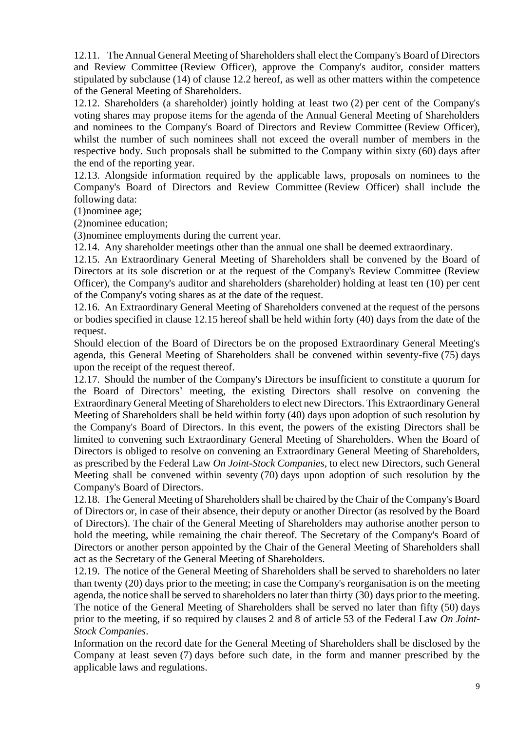12.11. The Annual General Meeting of Shareholders shall elect the Company's Board of Directors and Review Committee (Review Officer), approve the Company's auditor, consider matters stipulated by subclause (14) of clause 12.2 hereof, as well as other matters within the competence of the General Meeting of Shareholders.

12.12. Shareholders (a shareholder) jointly holding at least two (2) per cent of the Company's voting shares may propose items for the agenda of the Annual General Meeting of Shareholders and nominees to the Company's Board of Directors and Review Committee (Review Officer), whilst the number of such nominees shall not exceed the overall number of members in the respective body. Such proposals shall be submitted to the Company within sixty (60) days after the end of the reporting year.

12.13. Alongside information required by the applicable laws, proposals on nominees to the Company's Board of Directors and Review Committee (Review Officer) shall include the following data:

(1)nominee age;

(2)nominee education;

(3)nominee employments during the current year.

12.14. Any shareholder meetings other than the annual one shall be deemed extraordinary.

12.15. An Extraordinary General Meeting of Shareholders shall be convened by the Board of Directors at its sole discretion or at the request of the Company's Review Committee (Review Officer), the Company's auditor and shareholders (shareholder) holding at least ten (10) per cent of the Company's voting shares as at the date of the request.

12.16. An Extraordinary General Meeting of Shareholders convened at the request of the persons or bodies specified in clause 12.15 hereof shall be held within forty (40) days from the date of the request.

Should election of the Board of Directors be on the proposed Extraordinary General Meeting's agenda, this General Meeting of Shareholders shall be convened within seventy-five (75) days upon the receipt of the request thereof.

12.17. Should the number of the Company's Directors be insufficient to constitute a quorum for the Board of Directors' meeting, the existing Directors shall resolve on convening the Extraordinary General Meeting of Shareholders to elect new Directors. This Extraordinary General Meeting of Shareholders shall be held within forty (40) days upon adoption of such resolution by the Company's Board of Directors. In this event, the powers of the existing Directors shall be limited to convening such Extraordinary General Meeting of Shareholders. When the Board of Directors is obliged to resolve on convening an Extraordinary General Meeting of Shareholders, as prescribed by the Federal Law *On Joint-Stock Companies*, to elect new Directors, such General Meeting shall be convened within seventy (70) days upon adoption of such resolution by the Company's Board of Directors.

12.18. The General Meeting of Shareholders shall be chaired by the Chair of the Company's Board of Directors or, in case of their absence, their deputy or another Director (as resolved by the Board of Directors). The chair of the General Meeting of Shareholders may authorise another person to hold the meeting, while remaining the chair thereof. The Secretary of the Company's Board of Directors or another person appointed by the Chair of the General Meeting of Shareholders shall act as the Secretary of the General Meeting of Shareholders.

12.19. The notice of the General Meeting of Shareholders shall be served to shareholders no later than twenty (20) days prior to the meeting; in case the Company's reorganisation is on the meeting agenda, the notice shall be served to shareholders no later than thirty (30) days prior to the meeting. The notice of the General Meeting of Shareholders shall be served no later than fifty (50) days prior to the meeting, if so required by clauses 2 and 8 of article 53 of the Federal Law *On Joint-Stock Companies*.

Information on the record date for the General Meeting of Shareholders shall be disclosed by the Company at least seven (7) days before such date, in the form and manner prescribed by the applicable laws and regulations.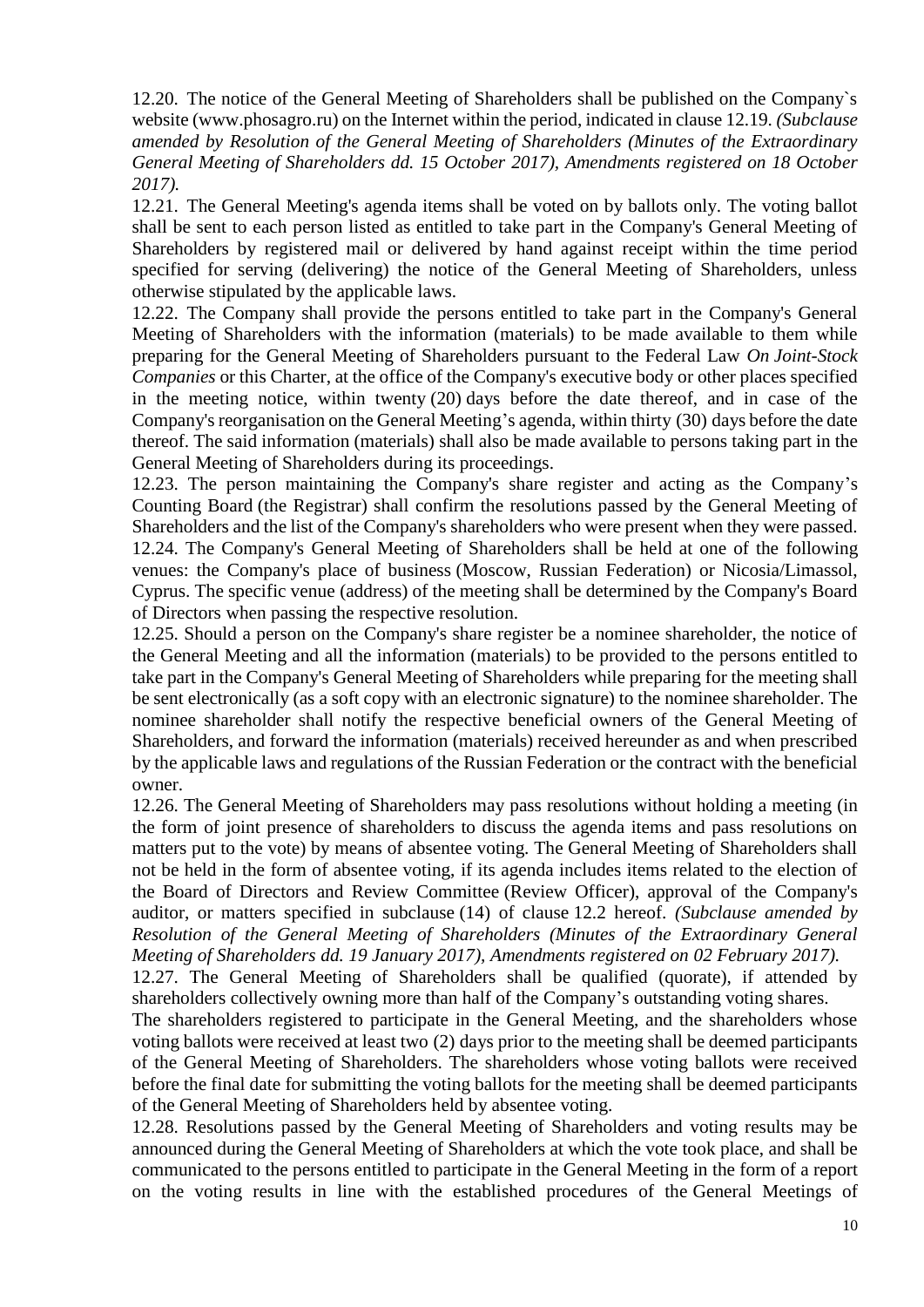12.20. The notice of the General Meeting of Shareholders shall be published on the Company`s website (www.phosagro.ru) on the Internet within the period, indicated in clause 12.19. *(Subclause amended by Resolution of the General Meeting of Shareholders (Minutes of the Extraordinary General Meeting of Shareholders dd. 15 October 2017), Amendments registered on 18 October 2017).*

12.21. The General Meeting's agenda items shall be voted on by ballots only. The voting ballot shall be sent to each person listed as entitled to take part in the Company's General Meeting of Shareholders by registered mail or delivered by hand against receipt within the time period specified for serving (delivering) the notice of the General Meeting of Shareholders, unless otherwise stipulated by the applicable laws.

12.22. The Company shall provide the persons entitled to take part in the Company's General Meeting of Shareholders with the information (materials) to be made available to them while preparing for the General Meeting of Shareholders pursuant to the Federal Law *On Joint-Stock Companies* or this Charter, at the office of the Company's executive body or other places specified in the meeting notice, within twenty (20) days before the date thereof, and in case of the Company's reorganisation on the General Meeting's agenda, within thirty (30) days before the date thereof. The said information (materials) shall also be made available to persons taking part in the General Meeting of Shareholders during its proceedings.

12.23. The person maintaining the Company's share register and acting as the Company`s Counting Board (the Registrar) shall confirm the resolutions passed by the General Meeting of Shareholders and the list of the Company's shareholders who were present when they were passed.

12.24. The Company's General Meeting of Shareholders shall be held at one of the following venues: the Company's place of business (Moscow, Russian Federation) or Nicosia/Limassol, Cyprus. The specific venue (address) of the meeting shall be determined by the Company's Board of Directors when passing the respective resolution.

12.25. Should a person on the Company's share register be a nominee shareholder, the notice of the General Meeting and all the information (materials) to be provided to the persons entitled to take part in the Company's General Meeting of Shareholders while preparing for the meeting shall be sent electronically (as a soft copy with an electronic signature) to the nominee shareholder. The nominee shareholder shall notify the respective beneficial owners of the General Meeting of Shareholders, and forward the information (materials) received hereunder as and when prescribed by the applicable laws and regulations of the Russian Federation or the contract with the beneficial owner.

12.26. The General Meeting of Shareholders may pass resolutions without holding a meeting (in the form of joint presence of shareholders to discuss the agenda items and pass resolutions on matters put to the vote) by means of absentee voting. The General Meeting of Shareholders shall not be held in the form of absentee voting, if its agenda includes items related to the election of the Board of Directors and Review Committee (Review Officer), approval of the Company's auditor, or matters specified in subclause (14) of clause 12.2 hereof. *(Subclause amended by Resolution of the General Meeting of Shareholders (Minutes of the Extraordinary General Meeting of Shareholders dd. 19 January 2017), Amendments registered on 02 February 2017).*

12.27. The General Meeting of Shareholders shall be qualified (quorate), if attended by shareholders collectively owning more than half of the Company's outstanding voting shares.

The shareholders registered to participate in the General Meeting, and the shareholders whose voting ballots were received at least two (2) days prior to the meeting shall be deemed participants of the General Meeting of Shareholders. The shareholders whose voting ballots were received before the final date for submitting the voting ballots for the meeting shall be deemed participants of the General Meeting of Shareholders held by absentee voting.

12.28. Resolutions passed by the General Meeting of Shareholders and voting results may be announced during the General Meeting of Shareholders at which the vote took place, and shall be communicated to the persons entitled to participate in the General Meeting in the form of a report on the voting results in line with the established procedures of the General Meetings of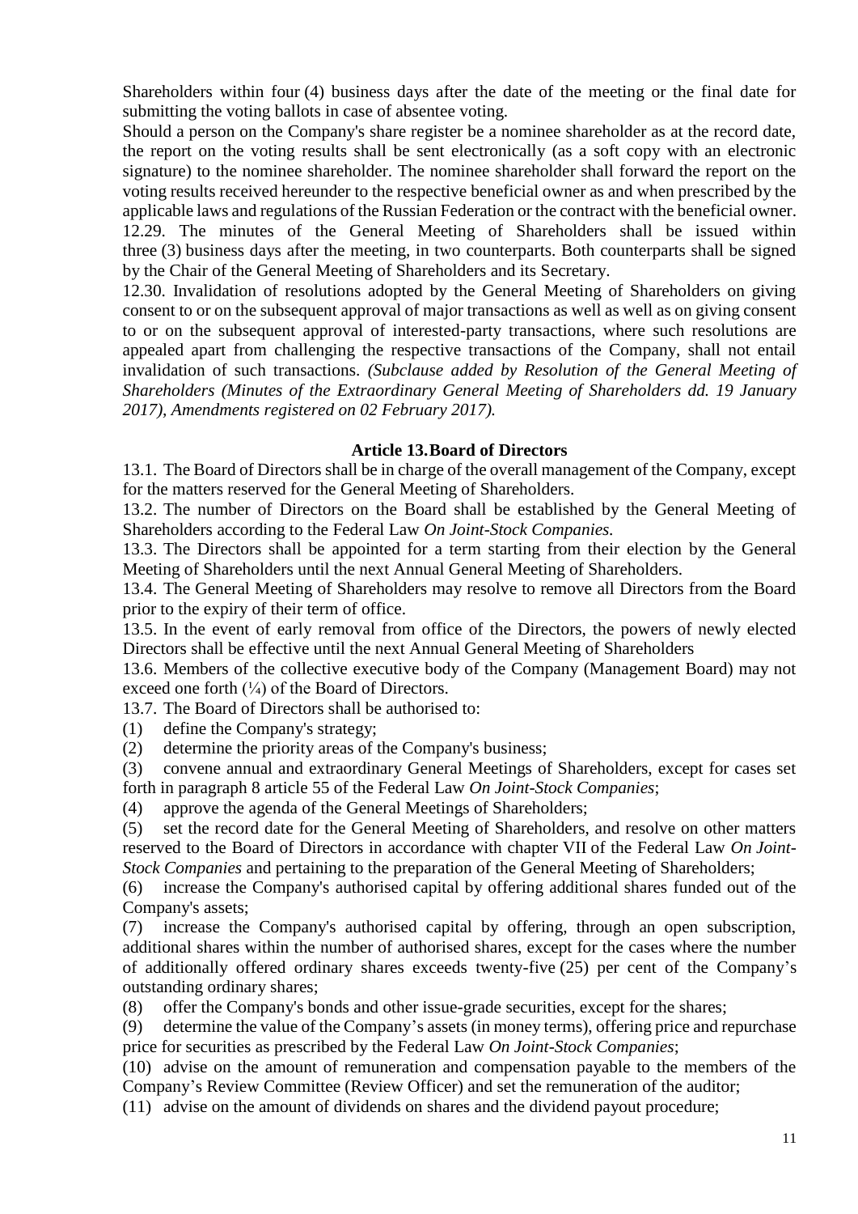Shareholders within four (4) business days after the date of the meeting or the final date for submitting the voting ballots in case of absentee voting.

Should a person on the Company's share register be a nominee shareholder as at the record date, the report on the voting results shall be sent electronically (as a soft copy with an electronic signature) to the nominee shareholder. The nominee shareholder shall forward the report on the voting results received hereunder to the respective beneficial owner as and when prescribed by the applicable laws and regulations of the Russian Federation or the contract with the beneficial owner.

12.29. The minutes of the General Meeting of Shareholders shall be issued within three (3) business days after the meeting, in two counterparts. Both counterparts shall be signed by the Chair of the General Meeting of Shareholders and its Secretary.

12.30. Invalidation of resolutions adopted by the General Meeting of Shareholders on giving consent to or on the subsequent approval of major transactions as well as well as on giving consent to or on the subsequent approval of interested-party transactions, where such resolutions are appealed apart from challenging the respective transactions of the Company, shall not entail invalidation of such transactions. *(Subclause added by Resolution of the General Meeting of Shareholders (Minutes of the Extraordinary General Meeting of Shareholders dd. 19 January 2017), Amendments registered on 02 February 2017).*

### Article 13. Board of Directors

13.1. The Board of Directors shall be in charge of the overall management of the Company, except for the matters reserved for the General Meeting of Shareholders.

13.2. The number of Directors on the Board shall be established by the General Meeting of Shareholders according to the Federal Law *On Joint-Stock Companies*.

13.3. The Directors shall be appointed for a term starting from their election by the General Meeting of Shareholders until the next Annual General Meeting of Shareholders.

13.4. The General Meeting of Shareholders may resolve to remove all Directors from the Board prior to the expiry of their term of office.

13.5. In the event of early removal from office of the Directors, the powers of newly elected Directors shall be effective until the next Annual General Meeting of Shareholders

13.6. Members of the collective executive body of the Company (Management Board) may not exceed one forth (¼) of the Board of Directors.

13.7. The Board of Directors shall be authorised to:

(1) define the Company's strategy;

(2) determine the priority areas of the Company's business;

(3) convene annual and extraordinary General Meetings of Shareholders, except for cases set forth in paragraph 8 article 55 of the Federal Law *On Joint-Stock Companies*;

(4) approve the agenda of the General Meetings of Shareholders;

(5) set the record date for the General Meeting of Shareholders, and resolve on other matters reserved to the Board of Directors in accordance with chapter VII of the Federal Law *On Joint-Stock Companies* and pertaining to the preparation of the General Meeting of Shareholders;

(6) increase the Company's authorised capital by offering additional shares funded out of the Company's assets;

(7) increase the Company's authorised capital by offering, through an open subscription, additional shares within the number of authorised shares, except for the cases where the number of additionally offered ordinary shares exceeds twenty-five (25) per cent of the Company's outstanding ordinary shares;

(8) offer the Company's bonds and other issue-grade securities, except for the shares;

(9) determine the value of the Company's assets (in money terms), offering price and repurchase price for securities as prescribed by the Federal Law *On Joint-Stock Companies*;

(10) advise on the amount of remuneration and compensation payable to the members of the Company's Review Committee (Review Officer) and set the remuneration of the auditor;

(11) advise on the amount of dividends on shares and the dividend payout procedure;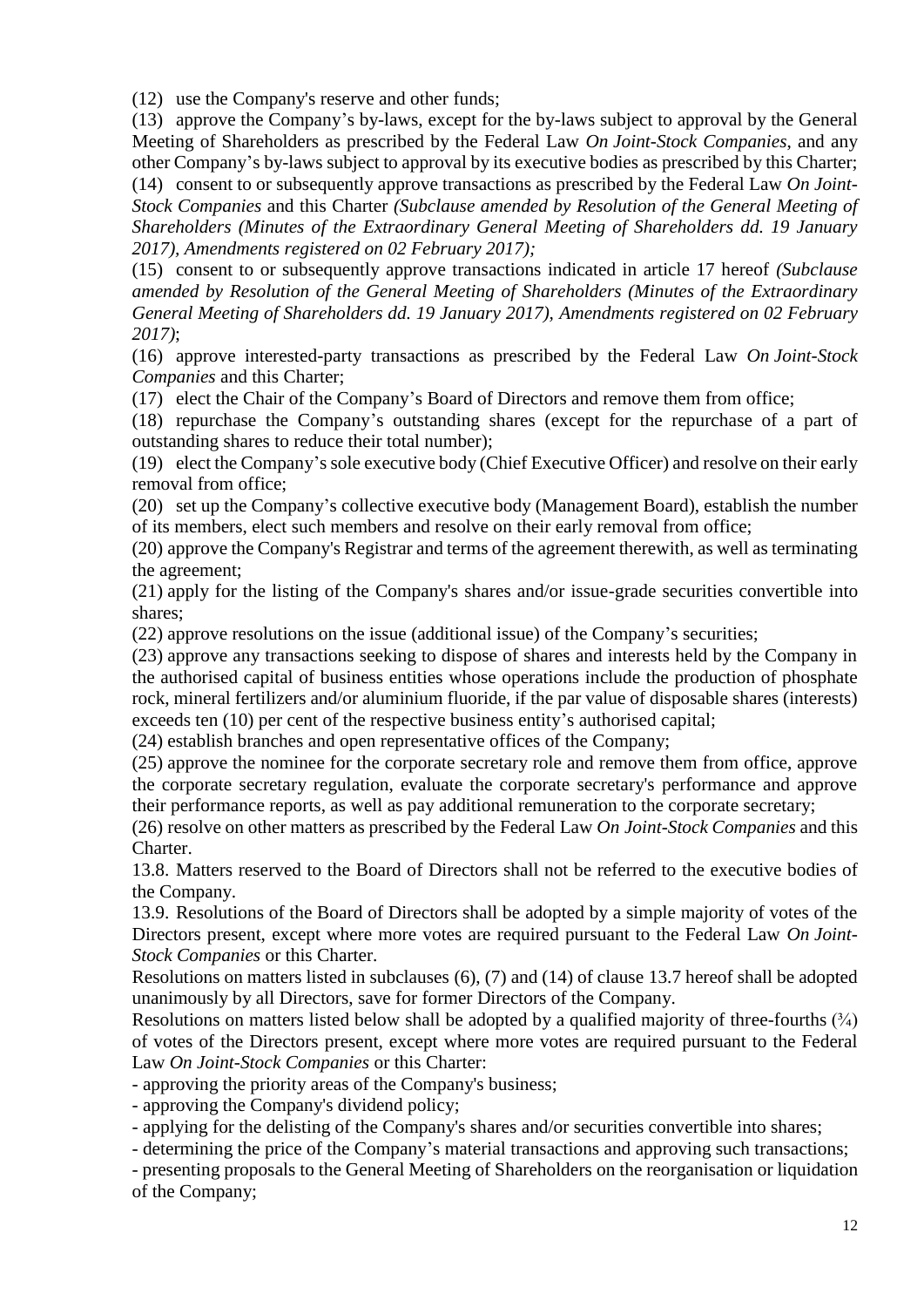(12) use the Company's reserve and other funds;

(13) approve the Company's by-laws, except for the by-laws subject to approval by the General Meeting of Shareholders as prescribed by the Federal Law *On Joint-Stock Companies*, and any other Company's by-laws subject to approval by its executive bodies as prescribed by this Charter;

(14) consent to or subsequently approve transactions as prescribed by the Federal Law *On Joint-Stock Companies* and this Charter *(Subclause amended by Resolution of the General Meeting of Shareholders (Minutes of the Extraordinary General Meeting of Shareholders dd. 19 January 2017), Amendments registered on 02 February 2017);*

(15) consent to or subsequently approve transactions indicated in article 17 hereof *(Subclause amended by Resolution of the General Meeting of Shareholders (Minutes of the Extraordinary General Meeting of Shareholders dd. 19 January 2017), Amendments registered on 02 February 2017)*;

(16) approve interested-party transactions as prescribed by the Federal Law *On Joint-Stock Companies* and this Charter;

(17) elect the Chair of the Company's Board of Directors and remove them from office;

(18) repurchase the Company's outstanding shares (except for the repurchase of a part of outstanding shares to reduce their total number);

(19) elect the Company's sole executive body (Chief Executive Officer) and resolve on their early removal from office;

(20) set up the Company's collective executive body (Management Board), establish the number of its members, elect such members and resolve on their early removal from office;

(20) approve the Company's Registrar and terms of the agreement therewith, as well as terminating the agreement;

(21) apply for the listing of the Company's shares and/or issue-grade securities convertible into shares;

(22) approve resolutions on the issue (additional issue) of the Company's securities;

(23) approve any transactions seeking to dispose of shares and interests held by the Company in the authorised capital of business entities whose operations include the production of phosphate rock, mineral fertilizers and/or aluminium fluoride, if the par value of disposable shares (interests) exceeds ten (10) per cent of the respective business entity's authorised capital;

(24) establish branches and open representative offices of the Company;

(25) approve the nominee for the corporate secretary role and remove them from office, approve the corporate secretary regulation, evaluate the corporate secretary's performance and approve their performance reports, as well as pay additional remuneration to the corporate secretary;

(26) resolve on other matters as prescribed by the Federal Law *On Joint-Stock Companies* and this Charter.

13.8. Matters reserved to the Board of Directors shall not be referred to the executive bodies of the Company.

13.9. Resolutions of the Board of Directors shall be adopted by a simple majority of votes of the Directors present, except where more votes are required pursuant to the Federal Law *On Joint-Stock Companies* or this Charter.

Resolutions on matters listed in subclauses (6), (7) and (14) of clause 13.7 hereof shall be adopted unanimously by all Directors, save for former Directors of the Company.

Resolutions on matters listed below shall be adopted by a qualified majority of three-fourths (¾) of votes of the Directors present, except where more votes are required pursuant to the Federal Law *On Joint-Stock Companies* or this Charter:

- approving the priority areas of the Company's business;
- approving the Company's dividend policy;
- applying for the delisting of the Company's shares and/or securities convertible into shares;
- determining the price of the Company's material transactions and approving such transactions;
- presenting proposals to the General Meeting of Shareholders on the reorganisation or liquidation of the Company;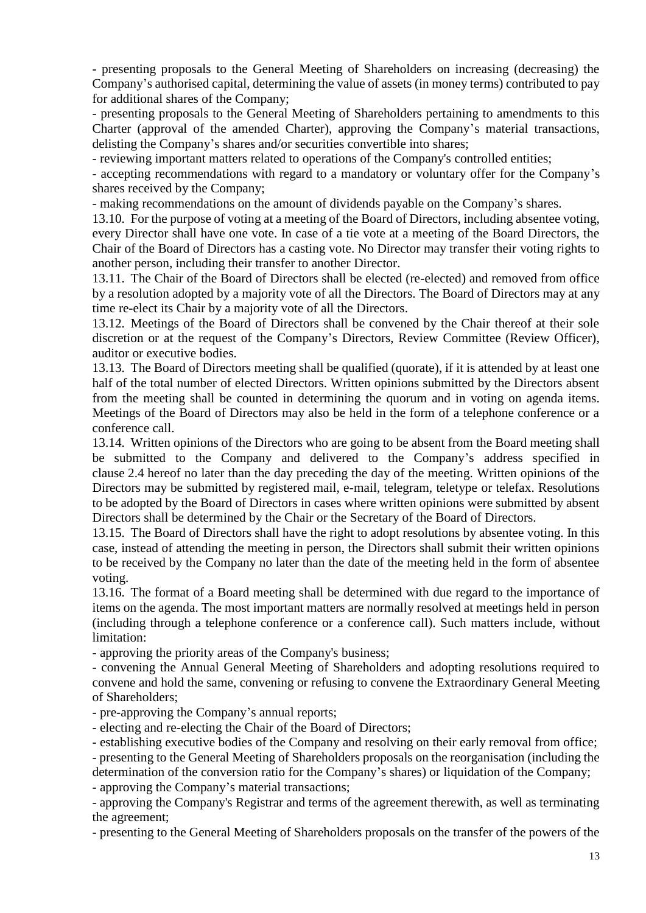- presenting proposals to the General Meeting of Shareholders on increasing (decreasing) the Company's authorised capital, determining the value of assets (in money terms) contributed to pay for additional shares of the Company;

- presenting proposals to the General Meeting of Shareholders pertaining to amendments to this Charter (approval of the amended Charter), approving the Company's material transactions, delisting the Company's shares and/or securities convertible into shares;

- reviewing important matters related to operations of the Company's controlled entities;

- accepting recommendations with regard to a mandatory or voluntary offer for the Company's shares received by the Company;

- making recommendations on the amount of dividends payable on the Company's shares.

13.10. For the purpose of voting at a meeting of the Board of Directors, including absentee voting, every Director shall have one vote. In case of a tie vote at a meeting of the Board Directors, the Chair of the Board of Directors has a casting vote. No Director may transfer their voting rights to another person, including their transfer to another Director.

13.11. The Chair of the Board of Directors shall be elected (re-elected) and removed from office by a resolution adopted by a majority vote of all the Directors. The Board of Directors may at any time re-elect its Chair by a majority vote of all the Directors.

13.12. Meetings of the Board of Directors shall be convened by the Chair thereof at their sole discretion or at the request of the Company's Directors, Review Committee (Review Officer), auditor or executive bodies.

13.13. The Board of Directors meeting shall be qualified (quorate), if it is attended by at least one half of the total number of elected Directors. Written opinions submitted by the Directors absent from the meeting shall be counted in determining the quorum and in voting on agenda items. Meetings of the Board of Directors may also be held in the form of a telephone conference or a conference call.

13.14. Written opinions of the Directors who are going to be absent from the Board meeting shall be submitted to the Company and delivered to the Company's address specified in clause 2.4 hereof no later than the day preceding the day of the meeting. Written opinions of the Directors may be submitted by registered mail, e-mail, telegram, teletype or telefax. Resolutions to be adopted by the Board of Directors in cases where written opinions were submitted by absent Directors shall be determined by the Chair or the Secretary of the Board of Directors.

13.15. The Board of Directors shall have the right to adopt resolutions by absentee voting. In this case, instead of attending the meeting in person, the Directors shall submit their written opinions to be received by the Company no later than the date of the meeting held in the form of absentee voting.

13.16. The format of a Board meeting shall be determined with due regard to the importance of items on the agenda. The most important matters are normally resolved at meetings held in person (including through a telephone conference or a conference call). Such matters include, without limitation:

- approving the priority areas of the Company's business;

- convening the Annual General Meeting of Shareholders and adopting resolutions required to convene and hold the same, convening or refusing to convene the Extraordinary General Meeting of Shareholders;

- pre-approving the Company's annual reports;

- electing and re-electing the Chair of the Board of Directors;

- establishing executive bodies of the Company and resolving on their early removal from office;

- presenting to the General Meeting of Shareholders proposals on the reorganisation (including the determination of the conversion ratio for the Company's shares) or liquidation of the Company;

- approving the Company's material transactions;

- approving the Company's Registrar and terms of the agreement therewith, as well as terminating the agreement;

- presenting to the General Meeting of Shareholders proposals on the transfer of the powers of the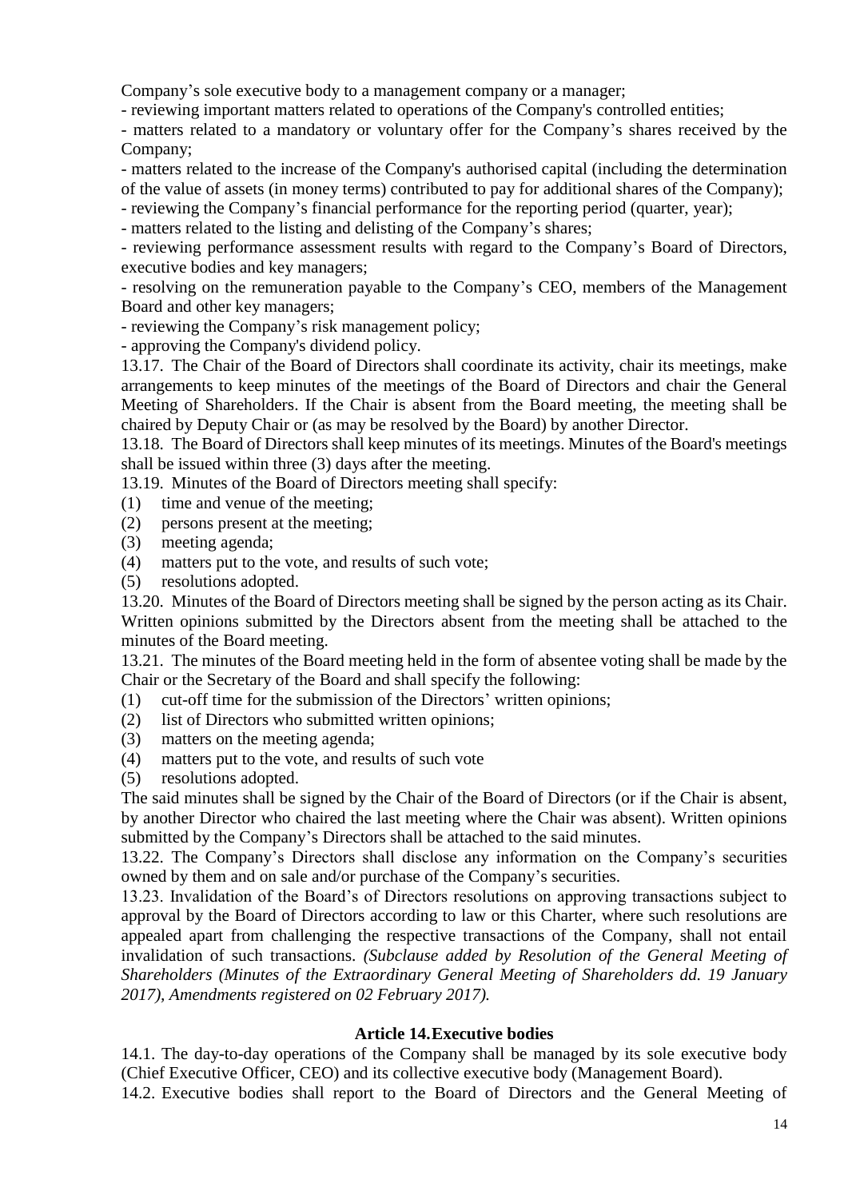Company's sole executive body to a management company or a manager;

- reviewing important matters related to operations of the Company's controlled entities;
- matters related to a mandatory or voluntary offer for the Company's shares received by the Company;
- matters related to the increase of the Company's authorised capital (including the determination of the value of assets (in money terms) contributed to pay for additional shares of the Company);
- reviewing the Company's financial performance for the reporting period (quarter, year);
- matters related to the listing and delisting of the Company's shares;
- reviewing performance assessment results with regard to the Company's Board of Directors, executive bodies and key managers;
- resolving on the remuneration payable to the Company's CEO, members of the Management Board and other key managers;
- reviewing the Company's risk management policy;
- approving the Company's dividend policy.

13.17. The Chair of the Board of Directors shall coordinate its activity, chair its meetings, make arrangements to keep minutes of the meetings of the Board of Directors and chair the General Meeting of Shareholders. If the Chair is absent from the Board meeting, the meeting shall be chaired by Deputy Chair or (as may be resolved by the Board) by another Director.

13.18. The Board of Directors shall keep minutes of its meetings. Minutes of the Board's meetings shall be issued within three (3) days after the meeting.

13.19. Minutes of the Board of Directors meeting shall specify:

(1) time and venue of the meeting;
(2) persons present at the meeting;
(3) meeting agenda;
(4) matters put to the vote, and results of such vote;
(5) resolutions adopted.

13.20. Minutes of the Board of Directors meeting shall be signed by the person acting as its Chair. Written opinions submitted by the Directors absent from the meeting shall be attached to the minutes of the Board meeting.

13.21. The minutes of the Board meeting held in the form of absentee voting shall be made by the Chair or the Secretary of the Board and shall specify the following:

(1) cut-off time for the submission of the Directors' written opinions;
(2) list of Directors who submitted written opinions;
(3) matters on the meeting agenda;
(4) matters put to the vote, and results of such vote
(5) resolutions adopted.

The said minutes shall be signed by the Chair of the Board of Directors (or if the Chair is absent, by another Director who chaired the last meeting where the Chair was absent). Written opinions submitted by the Company's Directors shall be attached to the said minutes.

13.22. The Company's Directors shall disclose any information on the Company's securities owned by them and on sale and/or purchase of the Company's securities.

13.23. Invalidation of the Board's of Directors resolutions on approving transactions subject to approval by the Board of Directors according to law or this Charter, where such resolutions are appealed apart from challenging the respective transactions of the Company, shall not entail invalidation of such transactions. *(Subclause added by Resolution of the General Meeting of Shareholders (Minutes of the Extraordinary General Meeting of Shareholders dd. 19 January 2017), Amendments registered on 02 February 2017).*

### Article 14. Executive bodies

14.1. The day-to-day operations of the Company shall be managed by its sole executive body (Chief Executive Officer, CEO) and its collective executive body (Management Board).

14.2. Executive bodies shall report to the Board of Directors and the General Meeting of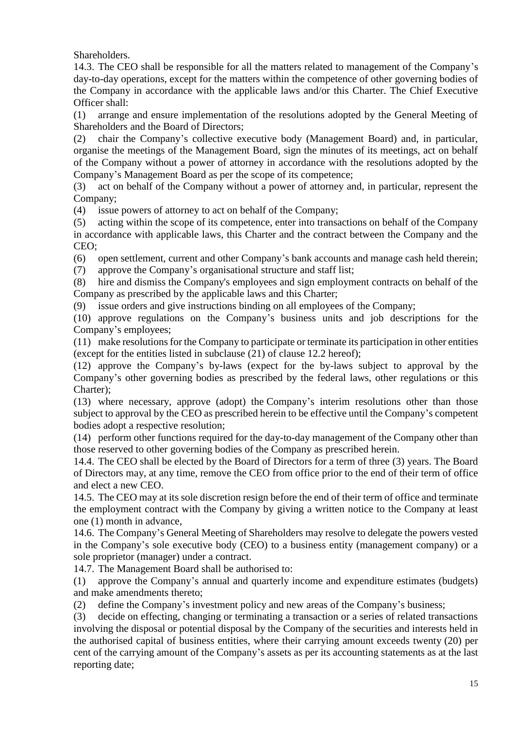Shareholders.

14.3. The CEO shall be responsible for all the matters related to management of the Company's day-to-day operations, except for the matters within the competence of other governing bodies of the Company in accordance with the applicable laws and/or this Charter. The Chief Executive Officer shall:

(1) arrange and ensure implementation of the resolutions adopted by the General Meeting of Shareholders and the Board of Directors;

(2) chair the Company's collective executive body (Management Board) and, in particular, organise the meetings of the Management Board, sign the minutes of its meetings, act on behalf of the Company without a power of attorney in accordance with the resolutions adopted by the Company's Management Board as per the scope of its competence;

(3) act on behalf of the Company without a power of attorney and, in particular, represent the Company;

(4) issue powers of attorney to act on behalf of the Company;

(5) acting within the scope of its competence, enter into transactions on behalf of the Company in accordance with applicable laws, this Charter and the contract between the Company and the CEO;

(6) open settlement, current and other Company's bank accounts and manage cash held therein;

(7) approve the Company's organisational structure and staff list;

(8) hire and dismiss the Company's employees and sign employment contracts on behalf of the Company as prescribed by the applicable laws and this Charter;

(9) issue orders and give instructions binding on all employees of the Company;

(10) approve regulations on the Company's business units and job descriptions for the Company's employees;

(11) make resolutions for the Company to participate or terminate its participation in other entities (except for the entities listed in subclause (21) of clause 12.2 hereof);

(12) approve the Company's by-laws (expect for the by-laws subject to approval by the Company's other governing bodies as prescribed by the federal laws, other regulations or this Charter);

(13) where necessary, approve (adopt) the Company's interim resolutions other than those subject to approval by the CEO as prescribed herein to be effective until the Company's competent bodies adopt a respective resolution;

(14) perform other functions required for the day-to-day management of the Company other than those reserved to other governing bodies of the Company as prescribed herein.

14.4. The CEO shall be elected by the Board of Directors for a term of three (3) years. The Board of Directors may, at any time, remove the CEO from office prior to the end of their term of office and elect a new CEO.

14.5. The CEO may at its sole discretion resign before the end of their term of office and terminate the employment contract with the Company by giving a written notice to the Company at least one (1) month in advance,

14.6. The Company's General Meeting of Shareholders may resolve to delegate the powers vested in the Company's sole executive body (CEO) to a business entity (management company) or a sole proprietor (manager) under a contract.

14.7. The Management Board shall be authorised to:

(1) approve the Company's annual and quarterly income and expenditure estimates (budgets) and make amendments thereto;

(2) define the Company's investment policy and new areas of the Company's business;

(3) decide on effecting, changing or terminating a transaction or a series of related transactions involving the disposal or potential disposal by the Company of the securities and interests held in the authorised capital of business entities, where their carrying amount exceeds twenty (20) per cent of the carrying amount of the Company's assets as per its accounting statements as at the last reporting date;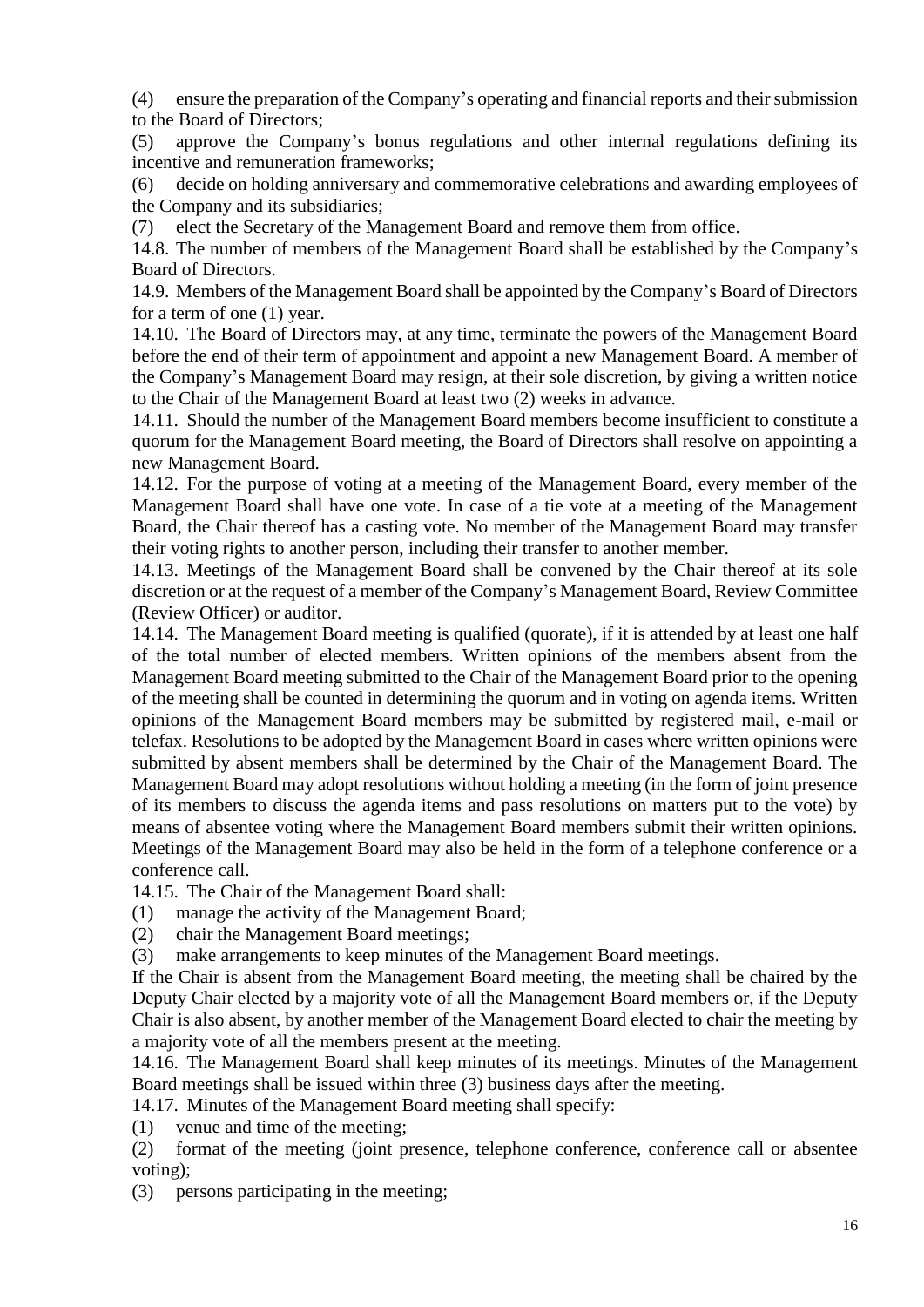(4) ensure the preparation of the Company's operating and financial reports and their submission to the Board of Directors;

(5) approve the Company's bonus regulations and other internal regulations defining its incentive and remuneration frameworks;

(6) decide on holding anniversary and commemorative celebrations and awarding employees of the Company and its subsidiaries;

(7) elect the Secretary of the Management Board and remove them from office.

14.8. The number of members of the Management Board shall be established by the Company's Board of Directors.

14.9. Members of the Management Board shall be appointed by the Company's Board of Directors for a term of one (1) year.

14.10. The Board of Directors may, at any time, terminate the powers of the Management Board before the end of their term of appointment and appoint a new Management Board. A member of the Company's Management Board may resign, at their sole discretion, by giving a written notice to the Chair of the Management Board at least two (2) weeks in advance.

14.11. Should the number of the Management Board members become insufficient to constitute a quorum for the Management Board meeting, the Board of Directors shall resolve on appointing a new Management Board.

14.12. For the purpose of voting at a meeting of the Management Board, every member of the Management Board shall have one vote. In case of a tie vote at a meeting of the Management Board, the Chair thereof has a casting vote. No member of the Management Board may transfer their voting rights to another person, including their transfer to another member.

14.13. Meetings of the Management Board shall be convened by the Chair thereof at its sole discretion or at the request of a member of the Company's Management Board, Review Committee (Review Officer) or auditor.

14.14. The Management Board meeting is qualified (quorate), if it is attended by at least one half of the total number of elected members. Written opinions of the members absent from the Management Board meeting submitted to the Chair of the Management Board prior to the opening of the meeting shall be counted in determining the quorum and in voting on agenda items. Written opinions of the Management Board members may be submitted by registered mail, e-mail or telefax. Resolutions to be adopted by the Management Board in cases where written opinions were submitted by absent members shall be determined by the Chair of the Management Board. The Management Board may adopt resolutions without holding a meeting (in the form of joint presence of its members to discuss the agenda items and pass resolutions on matters put to the vote) by means of absentee voting where the Management Board members submit their written opinions. Meetings of the Management Board may also be held in the form of a telephone conference or a conference call.

14.15. The Chair of the Management Board shall:

(1) manage the activity of the Management Board;

(2) chair the Management Board meetings;

(3) make arrangements to keep minutes of the Management Board meetings.

If the Chair is absent from the Management Board meeting, the meeting shall be chaired by the Deputy Chair elected by a majority vote of all the Management Board members or, if the Deputy Chair is also absent, by another member of the Management Board elected to chair the meeting by a majority vote of all the members present at the meeting.

14.16. The Management Board shall keep minutes of its meetings. Minutes of the Management Board meetings shall be issued within three (3) business days after the meeting.

14.17. Minutes of the Management Board meeting shall specify:

(1) venue and time of the meeting;

(2) format of the meeting (joint presence, telephone conference, conference call or absentee voting);

(3) persons participating in the meeting;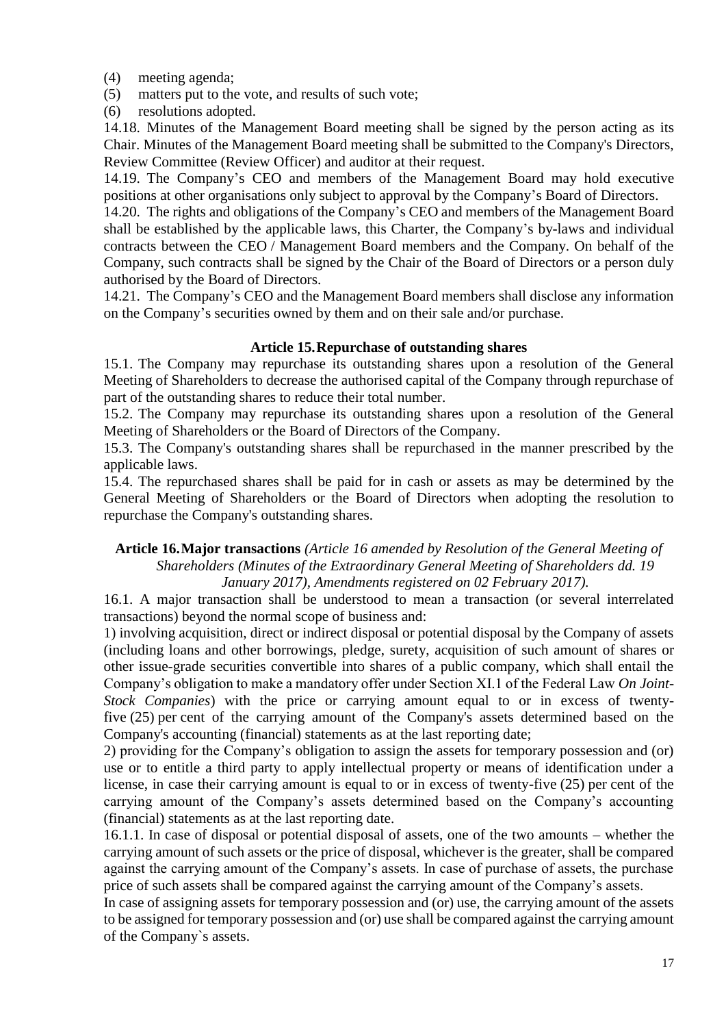(4) meeting agenda;
(5) matters put to the vote, and results of such vote;
(6) resolutions adopted.

14.18. Minutes of the Management Board meeting shall be signed by the person acting as its Chair. Minutes of the Management Board meeting shall be submitted to the Company's Directors, Review Committee (Review Officer) and auditor at their request.

14.19. The Company's CEO and members of the Management Board may hold executive positions at other organisations only subject to approval by the Company's Board of Directors.

14.20. The rights and obligations of the Company's CEO and members of the Management Board shall be established by the applicable laws, this Charter, the Company's by-laws and individual contracts between the CEO / Management Board members and the Company. On behalf of the Company, such contracts shall be signed by the Chair of the Board of Directors or a person duly authorised by the Board of Directors.

14.21. The Company's CEO and the Management Board members shall disclose any information on the Company's securities owned by them and on their sale and/or purchase.

### Article 15. Repurchase of outstanding shares

15.1. The Company may repurchase its outstanding shares upon a resolution of the General Meeting of Shareholders to decrease the authorised capital of the Company through repurchase of part of the outstanding shares to reduce their total number.

15.2. The Company may repurchase its outstanding shares upon a resolution of the General Meeting of Shareholders or the Board of Directors of the Company.

15.3. The Company's outstanding shares shall be repurchased in the manner prescribed by the applicable laws.

15.4. The repurchased shares shall be paid for in cash or assets as may be determined by the General Meeting of Shareholders or the Board of Directors when adopting the resolution to repurchase the Company's outstanding shares.

### Article 16. Major transactions *(Article 16 amended by Resolution of the General Meeting of Shareholders (Minutes of the Extraordinary General Meeting of Shareholders dd. 19 January 2017), Amendments registered on 02 February 2017).*

16.1. A major transaction shall be understood to mean a transaction (or several interrelated transactions) beyond the normal scope of business and:

1) involving acquisition, direct or indirect disposal or potential disposal by the Company of assets (including loans and other borrowings, pledge, surety, acquisition of such amount of shares or other issue-grade securities convertible into shares of a public company, which shall entail the Company's obligation to make a mandatory offer under Section XI.1 of the Federal Law *On Joint-Stock Companies*) with the price or carrying amount equal to or in excess of twenty-five (25) per cent of the carrying amount of the Company's assets determined based on the Company's accounting (financial) statements as at the last reporting date;

2) providing for the Company's obligation to assign the assets for temporary possession and (or) use or to entitle a third party to apply intellectual property or means of identification under a license, in case their carrying amount is equal to or in excess of twenty-five (25) per cent of the carrying amount of the Company's assets determined based on the Company's accounting (financial) statements as at the last reporting date.

16.1.1. In case of disposal or potential disposal of assets, one of the two amounts – whether the carrying amount of such assets or the price of disposal, whichever is the greater, shall be compared against the carrying amount of the Company's assets. In case of purchase of assets, the purchase price of such assets shall be compared against the carrying amount of the Company's assets.

In case of assigning assets for temporary possession and (or) use, the carrying amount of the assets to be assigned for temporary possession and (or) use shall be compared against the carrying amount of the Company`s assets.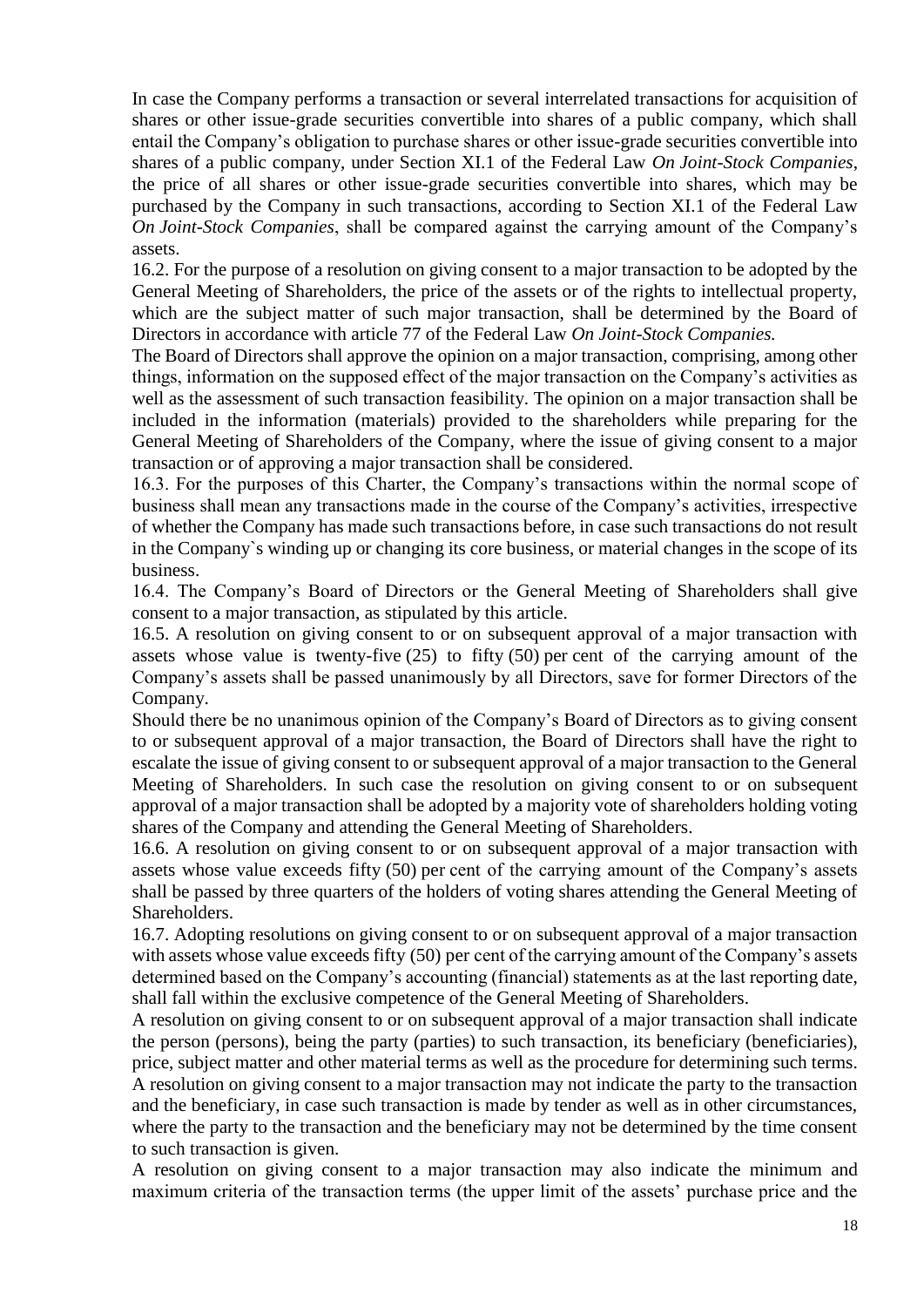In case the Company performs a transaction or several interrelated transactions for acquisition of shares or other issue-grade securities convertible into shares of a public company, which shall entail the Company's obligation to purchase shares or other issue-grade securities convertible into shares of a public company, under Section XI.1 of the Federal Law *On Joint-Stock Companies*, the price of all shares or other issue-grade securities convertible into shares, which may be purchased by the Company in such transactions, according to Section XI.1 of the Federal Law *On Joint-Stock Companies*, shall be compared against the carrying amount of the Company's assets.

16.2. For the purpose of a resolution on giving consent to a major transaction to be adopted by the General Meeting of Shareholders, the price of the assets or of the rights to intellectual property, which are the subject matter of such major transaction, shall be determined by the Board of Directors in accordance with article 77 of the Federal Law *On Joint-Stock Companies.*

The Board of Directors shall approve the opinion on a major transaction, comprising, among other things, information on the supposed effect of the major transaction on the Company's activities as well as the assessment of such transaction feasibility. The opinion on a major transaction shall be included in the information (materials) provided to the shareholders while preparing for the General Meeting of Shareholders of the Company, where the issue of giving consent to a major transaction or of approving a major transaction shall be considered.

16.3. For the purposes of this Charter, the Company's transactions within the normal scope of business shall mean any transactions made in the course of the Company's activities, irrespective of whether the Company has made such transactions before, in case such transactions do not result in the Company`s winding up or changing its core business, or material changes in the scope of its business.

16.4. The Company's Board of Directors or the General Meeting of Shareholders shall give consent to a major transaction, as stipulated by this article.

16.5. A resolution on giving consent to or on subsequent approval of a major transaction with assets whose value is twenty-five (25) to fifty (50) per cent of the carrying amount of the Company's assets shall be passed unanimously by all Directors, save for former Directors of the Company.

Should there be no unanimous opinion of the Company's Board of Directors as to giving consent to or subsequent approval of a major transaction, the Board of Directors shall have the right to escalate the issue of giving consent to or subsequent approval of a major transaction to the General Meeting of Shareholders. In such case the resolution on giving consent to or on subsequent approval of a major transaction shall be adopted by a majority vote of shareholders holding voting shares of the Company and attending the General Meeting of Shareholders.

16.6. A resolution on giving consent to or on subsequent approval of a major transaction with assets whose value exceeds fifty (50) per cent of the carrying amount of the Company's assets shall be passed by three quarters of the holders of voting shares attending the General Meeting of Shareholders.

16.7. Adopting resolutions on giving consent to or on subsequent approval of a major transaction with assets whose value exceeds fifty (50) per cent of the carrying amount of the Company's assets determined based on the Company's accounting (financial) statements as at the last reporting date, shall fall within the exclusive competence of the General Meeting of Shareholders.

A resolution on giving consent to or on subsequent approval of a major transaction shall indicate the person (persons), being the party (parties) to such transaction, its beneficiary (beneficiaries), price, subject matter and other material terms as well as the procedure for determining such terms. A resolution on giving consent to a major transaction may not indicate the party to the transaction and the beneficiary, in case such transaction is made by tender as well as in other circumstances, where the party to the transaction and the beneficiary may not be determined by the time consent to such transaction is given.

A resolution on giving consent to a major transaction may also indicate the minimum and maximum criteria of the transaction terms (the upper limit of the assets' purchase price and the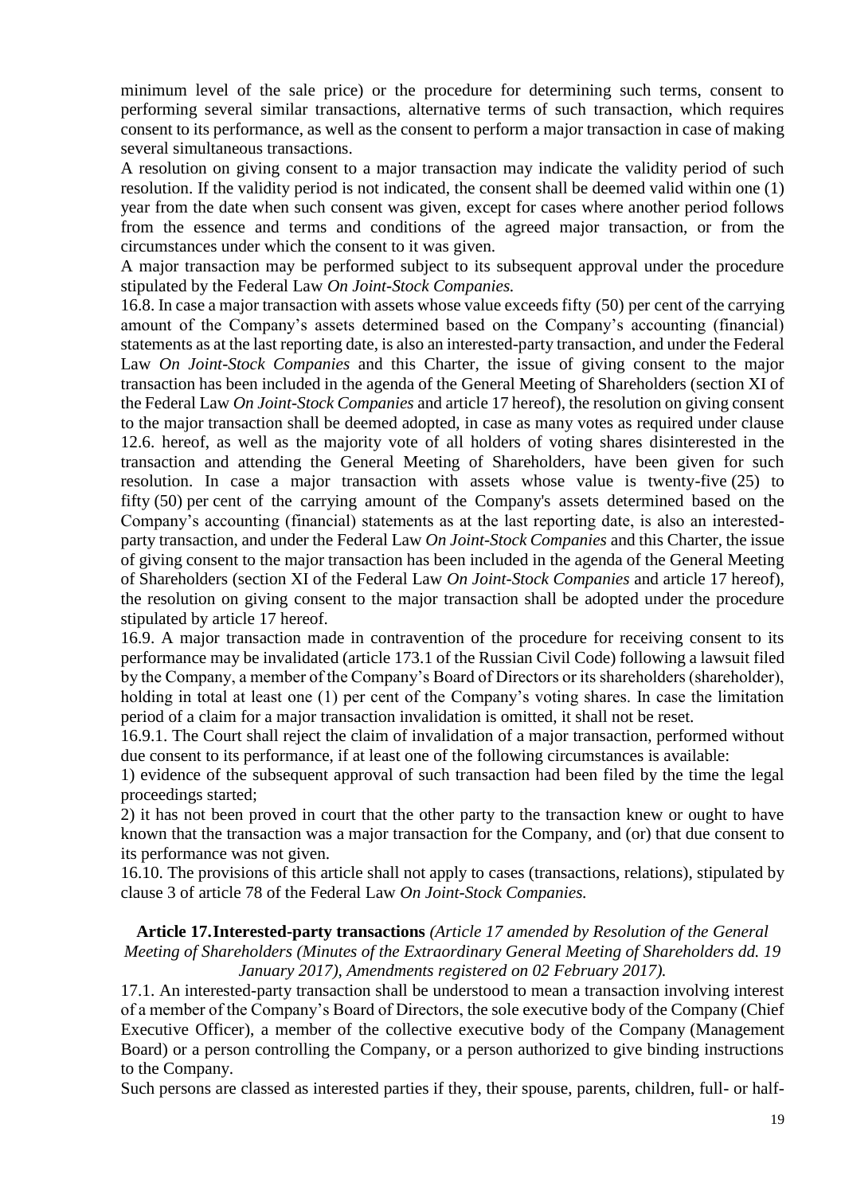minimum level of the sale price) or the procedure for determining such terms, consent to performing several similar transactions, alternative terms of such transaction, which requires consent to its performance, as well as the consent to perform a major transaction in case of making several simultaneous transactions.

A resolution on giving consent to a major transaction may indicate the validity period of such resolution. If the validity period is not indicated, the consent shall be deemed valid within one (1) year from the date when such consent was given, except for cases where another period follows from the essence and terms and conditions of the agreed major transaction, or from the circumstances under which the consent to it was given.

A major transaction may be performed subject to its subsequent approval under the procedure stipulated by the Federal Law *On Joint-Stock Companies.*

16.8. In case a major transaction with assets whose value exceeds fifty (50) per cent of the carrying amount of the Company's assets determined based on the Company's accounting (financial) statements as at the last reporting date, is also an interested-party transaction, and under the Federal Law *On Joint-Stock Companies* and this Charter, the issue of giving consent to the major transaction has been included in the agenda of the General Meeting of Shareholders (section XI of the Federal Law *On Joint-Stock Companies* and article 17 hereof), the resolution on giving consent to the major transaction shall be deemed adopted, in case as many votes as required under clause 12.6. hereof, as well as the majority vote of all holders of voting shares disinterested in the transaction and attending the General Meeting of Shareholders, have been given for such resolution. In case a major transaction with assets whose value is twenty-five (25) to fifty (50) per cent of the carrying amount of the Company's assets determined based on the Company's accounting (financial) statements as at the last reporting date, is also an interested-party transaction, and under the Federal Law *On Joint-Stock Companies* and this Charter, the issue of giving consent to the major transaction has been included in the agenda of the General Meeting of Shareholders (section XI of the Federal Law *On Joint-Stock Companies* and article 17 hereof), the resolution on giving consent to the major transaction shall be adopted under the procedure stipulated by article 17 hereof.

16.9. A major transaction made in contravention of the procedure for receiving consent to its performance may be invalidated (article 173.1 of the Russian Civil Code) following a lawsuit filed by the Company, a member of the Company's Board of Directors or its shareholders (shareholder), holding in total at least one (1) per cent of the Company's voting shares. In case the limitation period of a claim for a major transaction invalidation is omitted, it shall not be reset.

16.9.1. The Court shall reject the claim of invalidation of a major transaction, performed without due consent to its performance, if at least one of the following circumstances is available:

1) evidence of the subsequent approval of such transaction had been filed by the time the legal proceedings started;

2) it has not been proved in court that the other party to the transaction knew or ought to have known that the transaction was a major transaction for the Company, and (or) that due consent to its performance was not given.

16.10. The provisions of this article shall not apply to cases (transactions, relations), stipulated by clause 3 of article 78 of the Federal Law *On Joint-Stock Companies.*

### Article 17. Interested-party transactions *(Article 17 amended by Resolution of the General Meeting of Shareholders (Minutes of the Extraordinary General Meeting of Shareholders dd. 19 January 2017), Amendments registered on 02 February 2017).*

17.1. An interested-party transaction shall be understood to mean a transaction involving interest of a member of the Company's Board of Directors, the sole executive body of the Company (Chief Executive Officer), a member of the collective executive body of the Company (Management Board) or a person controlling the Company, or a person authorized to give binding instructions to the Company.

Such persons are classed as interested parties if they, their spouse, parents, children, full- or half-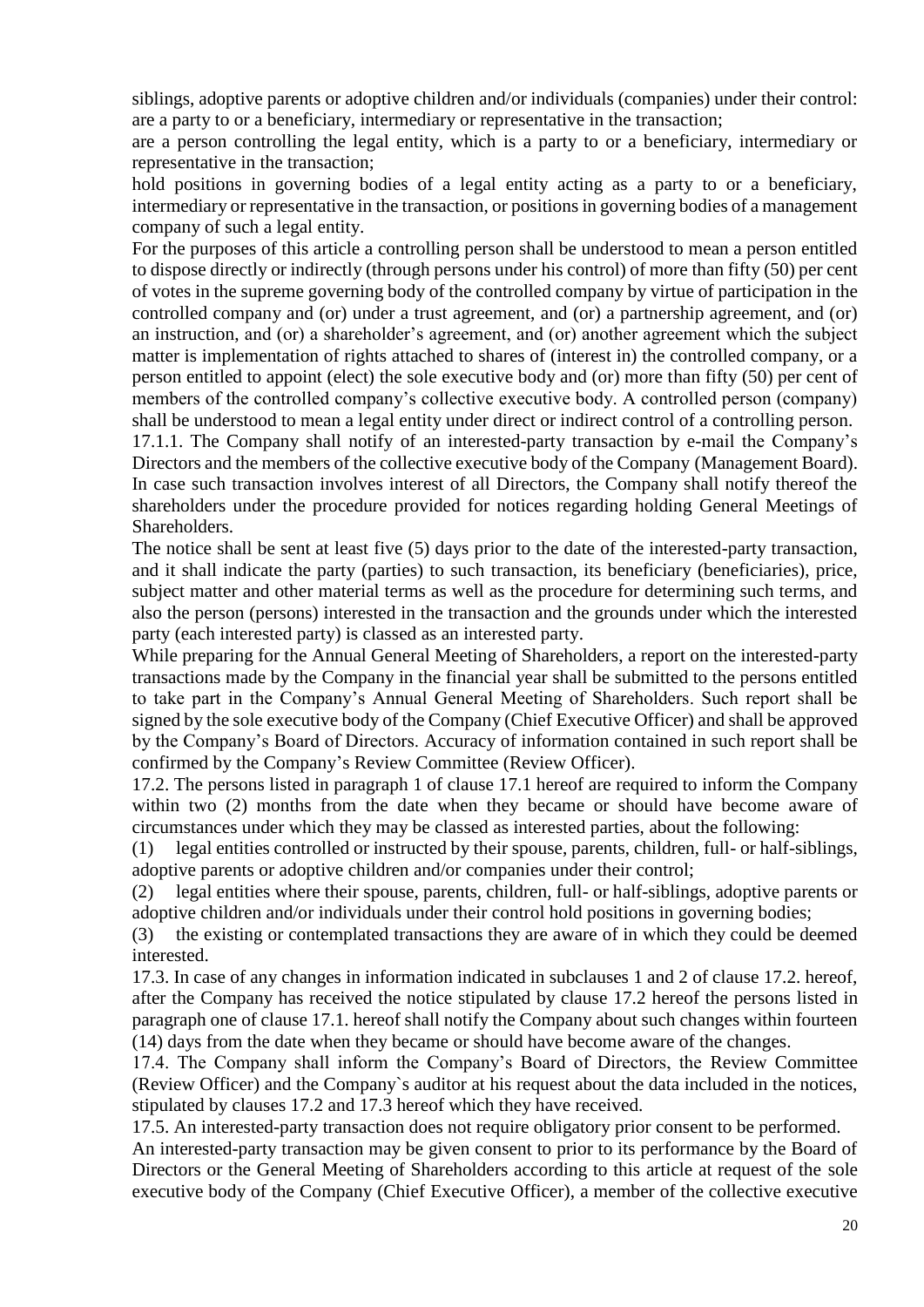siblings, adoptive parents or adoptive children and/or individuals (companies) under their control: are a party to or a beneficiary, intermediary or representative in the transaction;

are a person controlling the legal entity, which is a party to or a beneficiary, intermediary or representative in the transaction;

hold positions in governing bodies of a legal entity acting as a party to or a beneficiary, intermediary or representative in the transaction, or positions in governing bodies of a management company of such a legal entity.

For the purposes of this article a controlling person shall be understood to mean a person entitled to dispose directly or indirectly (through persons under his control) of more than fifty (50) per cent of votes in the supreme governing body of the controlled company by virtue of participation in the controlled company and (or) under a trust agreement, and (or) a partnership agreement, and (or) an instruction, and (or) a shareholder's agreement, and (or) another agreement which the subject matter is implementation of rights attached to shares of (interest in) the controlled company, or a person entitled to appoint (elect) the sole executive body and (or) more than fifty (50) per cent of members of the controlled company's collective executive body. A controlled person (company) shall be understood to mean a legal entity under direct or indirect control of a controlling person.

17.1.1. The Company shall notify of an interested-party transaction by e-mail the Company's Directors and the members of the collective executive body of the Company (Management Board). In case such transaction involves interest of all Directors, the Company shall notify thereof the shareholders under the procedure provided for notices regarding holding General Meetings of Shareholders.

The notice shall be sent at least five (5) days prior to the date of the interested-party transaction, and it shall indicate the party (parties) to such transaction, its beneficiary (beneficiaries), price, subject matter and other material terms as well as the procedure for determining such terms, and also the person (persons) interested in the transaction and the grounds under which the interested party (each interested party) is classed as an interested party.

While preparing for the Annual General Meeting of Shareholders, a report on the interested-party transactions made by the Company in the financial year shall be submitted to the persons entitled to take part in the Company's Annual General Meeting of Shareholders. Such report shall be signed by the sole executive body of the Company (Chief Executive Officer) and shall be approved by the Company's Board of Directors. Accuracy of information contained in such report shall be confirmed by the Company's Review Committee (Review Officer).

17.2. The persons listed in paragraph 1 of clause 17.1 hereof are required to inform the Company within two (2) months from the date when they became or should have become aware of circumstances under which they may be classed as interested parties, about the following:

(1) legal entities controlled or instructed by their spouse, parents, children, full- or half-siblings, adoptive parents or adoptive children and/or companies under their control;

(2) legal entities where their spouse, parents, children, full- or half-siblings, adoptive parents or adoptive children and/or individuals under their control hold positions in governing bodies;

(3) the existing or contemplated transactions they are aware of in which they could be deemed interested.

17.3. In case of any changes in information indicated in subclauses 1 and 2 of clause 17.2. hereof, after the Company has received the notice stipulated by clause 17.2 hereof the persons listed in paragraph one of clause 17.1. hereof shall notify the Company about such changes within fourteen (14) days from the date when they became or should have become aware of the changes.

17.4. The Company shall inform the Company's Board of Directors, the Review Committee (Review Officer) and the Company`s auditor at his request about the data included in the notices, stipulated by clauses 17.2 and 17.3 hereof which they have received.

17.5. An interested-party transaction does not require obligatory prior consent to be performed.

An interested-party transaction may be given consent to prior to its performance by the Board of Directors or the General Meeting of Shareholders according to this article at request of the sole executive body of the Company (Chief Executive Officer), a member of the collective executive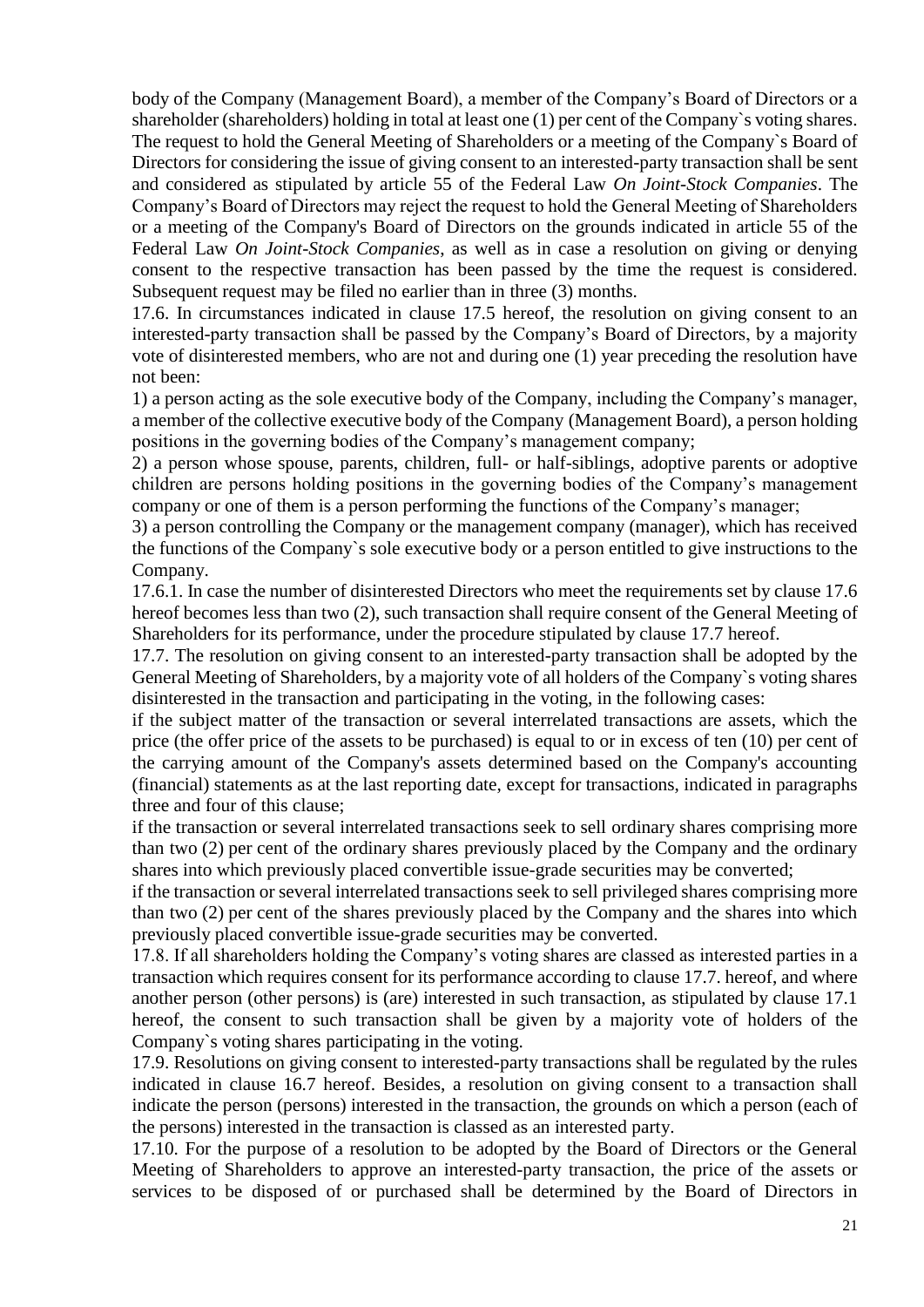body of the Company (Management Board), a member of the Company's Board of Directors or a shareholder (shareholders) holding in total at least one (1) per cent of the Company`s voting shares. The request to hold the General Meeting of Shareholders or a meeting of the Company`s Board of Directors for considering the issue of giving consent to an interested-party transaction shall be sent and considered as stipulated by article 55 of the Federal Law *On Joint-Stock Companies*. The Company's Board of Directors may reject the request to hold the General Meeting of Shareholders or a meeting of the Company's Board of Directors on the grounds indicated in article 55 of the Federal Law *On Joint-Stock Companies*, as well as in case a resolution on giving or denying consent to the respective transaction has been passed by the time the request is considered. Subsequent request may be filed no earlier than in three (3) months.

17.6. In circumstances indicated in clause 17.5 hereof, the resolution on giving consent to an interested-party transaction shall be passed by the Company's Board of Directors, by a majority vote of disinterested members, who are not and during one (1) year preceding the resolution have not been:

1) a person acting as the sole executive body of the Company, including the Company's manager, a member of the collective executive body of the Company (Management Board), a person holding positions in the governing bodies of the Company's management company;

2) a person whose spouse, parents, children, full- or half-siblings, adoptive parents or adoptive children are persons holding positions in the governing bodies of the Company's management company or one of them is a person performing the functions of the Company's manager;

3) a person controlling the Company or the management company (manager), which has received the functions of the Company`s sole executive body or a person entitled to give instructions to the Company.

17.6.1. In case the number of disinterested Directors who meet the requirements set by clause 17.6 hereof becomes less than two (2), such transaction shall require consent of the General Meeting of Shareholders for its performance, under the procedure stipulated by clause 17.7 hereof.

17.7. The resolution on giving consent to an interested-party transaction shall be adopted by the General Meeting of Shareholders, by a majority vote of all holders of the Company`s voting shares disinterested in the transaction and participating in the voting, in the following cases:

if the subject matter of the transaction or several interrelated transactions are assets, which the price (the offer price of the assets to be purchased) is equal to or in excess of ten (10) per cent of the carrying amount of the Company's assets determined based on the Company's accounting (financial) statements as at the last reporting date, except for transactions, indicated in paragraphs three and four of this clause;

if the transaction or several interrelated transactions seek to sell ordinary shares comprising more than two (2) per cent of the ordinary shares previously placed by the Company and the ordinary shares into which previously placed convertible issue-grade securities may be converted;

if the transaction or several interrelated transactions seek to sell privileged shares comprising more than two (2) per cent of the shares previously placed by the Company and the shares into which previously placed convertible issue-grade securities may be converted.

17.8. If all shareholders holding the Company's voting shares are classed as interested parties in a transaction which requires consent for its performance according to clause 17.7. hereof, and where another person (other persons) is (are) interested in such transaction, as stipulated by clause 17.1 hereof, the consent to such transaction shall be given by a majority vote of holders of the Company`s voting shares participating in the voting.

17.9. Resolutions on giving consent to interested-party transactions shall be regulated by the rules indicated in clause 16.7 hereof. Besides, a resolution on giving consent to a transaction shall indicate the person (persons) interested in the transaction, the grounds on which a person (each of the persons) interested in the transaction is classed as an interested party.

17.10. For the purpose of a resolution to be adopted by the Board of Directors or the General Meeting of Shareholders to approve an interested-party transaction, the price of the assets or services to be disposed of or purchased shall be determined by the Board of Directors in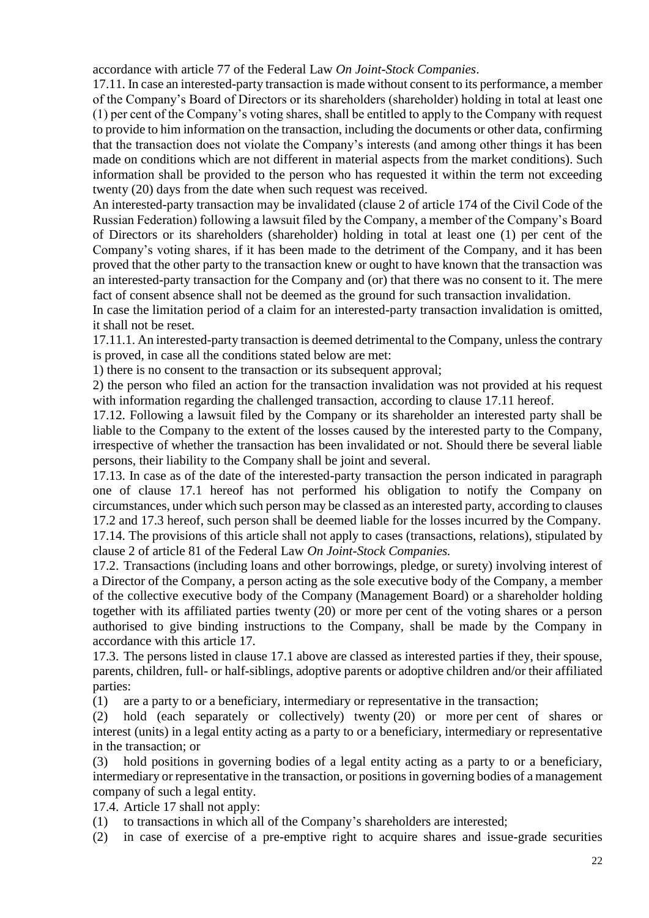accordance with article 77 of the Federal Law *On Joint-Stock Companies*.

17.11. In case an interested-party transaction is made without consent to its performance, a member of the Company's Board of Directors or its shareholders (shareholder) holding in total at least one (1) per cent of the Company's voting shares, shall be entitled to apply to the Company with request to provide to him information on the transaction, including the documents or other data, confirming that the transaction does not violate the Company's interests (and among other things it has been made on conditions which are not different in material aspects from the market conditions). Such information shall be provided to the person who has requested it within the term not exceeding twenty (20) days from the date when such request was received.

An interested-party transaction may be invalidated (clause 2 of article 174 of the Civil Code of the Russian Federation) following a lawsuit filed by the Company, a member of the Company's Board of Directors or its shareholders (shareholder) holding in total at least one (1) per cent of the Company's voting shares, if it has been made to the detriment of the Company, and it has been proved that the other party to the transaction knew or ought to have known that the transaction was an interested-party transaction for the Company and (or) that there was no consent to it. The mere fact of consent absence shall not be deemed as the ground for such transaction invalidation.

In case the limitation period of a claim for an interested-party transaction invalidation is omitted, it shall not be reset.

17.11.1. An interested-party transaction is deemed detrimental to the Company, unless the contrary is proved, in case all the conditions stated below are met:

1) there is no consent to the transaction or its subsequent approval;

2) the person who filed an action for the transaction invalidation was not provided at his request with information regarding the challenged transaction, according to clause 17.11 hereof.

17.12. Following a lawsuit filed by the Company or its shareholder an interested party shall be liable to the Company to the extent of the losses caused by the interested party to the Company, irrespective of whether the transaction has been invalidated or not. Should there be several liable persons, their liability to the Company shall be joint and several.

17.13. In case as of the date of the interested-party transaction the person indicated in paragraph one of clause 17.1 hereof has not performed his obligation to notify the Company on circumstances, under which such person may be classed as an interested party, according to clauses 17.2 and 17.3 hereof, such person shall be deemed liable for the losses incurred by the Company.

17.14. The provisions of this article shall not apply to cases (transactions, relations), stipulated by clause 2 of article 81 of the Federal Law *On Joint-Stock Companies.*

17.2. Transactions (including loans and other borrowings, pledge, or surety) involving interest of a Director of the Company, a person acting as the sole executive body of the Company, a member of the collective executive body of the Company (Management Board) or a shareholder holding together with its affiliated parties twenty (20) or more per cent of the voting shares or a person authorised to give binding instructions to the Company, shall be made by the Company in accordance with this article 17.

17.3. The persons listed in clause 17.1 above are classed as interested parties if they, their spouse, parents, children, full- or half-siblings, adoptive parents or adoptive children and/or their affiliated parties:

(1) are a party to or a beneficiary, intermediary or representative in the transaction;

(2) hold (each separately or collectively) twenty (20) or more per cent of shares or interest (units) in a legal entity acting as a party to or a beneficiary, intermediary or representative in the transaction; or

(3) hold positions in governing bodies of a legal entity acting as a party to or a beneficiary, intermediary or representative in the transaction, or positions in governing bodies of a management company of such a legal entity.

17.4. Article 17 shall not apply:

(1) to transactions in which all of the Company's shareholders are interested;

(2) in case of exercise of a pre-emptive right to acquire shares and issue-grade securities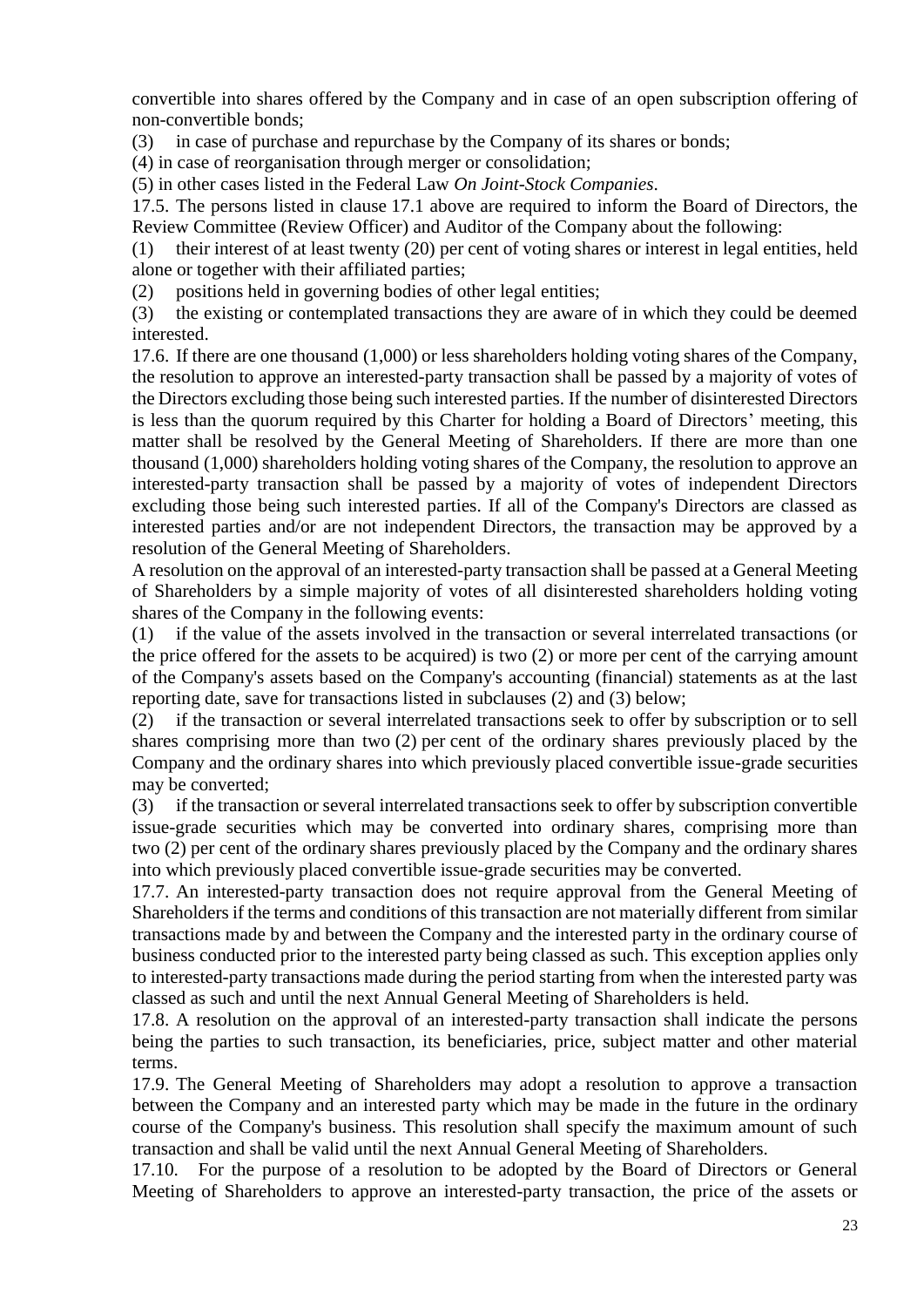convertible into shares offered by the Company and in case of an open subscription offering of non-convertible bonds;

(3) in case of purchase and repurchase by the Company of its shares or bonds;

(4) in case of reorganisation through merger or consolidation;

(5) in other cases listed in the Federal Law *On Joint-Stock Companies*.

17.5. The persons listed in clause 17.1 above are required to inform the Board of Directors, the Review Committee (Review Officer) and Auditor of the Company about the following:

(1) their interest of at least twenty (20) per cent of voting shares or interest in legal entities, held alone or together with their affiliated parties;

(2) positions held in governing bodies of other legal entities;

(3) the existing or contemplated transactions they are aware of in which they could be deemed interested.

17.6. If there are one thousand (1,000) or less shareholders holding voting shares of the Company, the resolution to approve an interested-party transaction shall be passed by a majority of votes of the Directors excluding those being such interested parties. If the number of disinterested Directors is less than the quorum required by this Charter for holding a Board of Directors' meeting, this matter shall be resolved by the General Meeting of Shareholders. If there are more than one thousand (1,000) shareholders holding voting shares of the Company, the resolution to approve an interested-party transaction shall be passed by a majority of votes of independent Directors excluding those being such interested parties. If all of the Company's Directors are classed as interested parties and/or are not independent Directors, the transaction may be approved by a resolution of the General Meeting of Shareholders.

A resolution on the approval of an interested-party transaction shall be passed at a General Meeting of Shareholders by a simple majority of votes of all disinterested shareholders holding voting shares of the Company in the following events:

(1) if the value of the assets involved in the transaction or several interrelated transactions (or the price offered for the assets to be acquired) is two (2) or more per cent of the carrying amount of the Company's assets based on the Company's accounting (financial) statements as at the last reporting date, save for transactions listed in subclauses (2) and (3) below;

(2) if the transaction or several interrelated transactions seek to offer by subscription or to sell shares comprising more than two (2) per cent of the ordinary shares previously placed by the Company and the ordinary shares into which previously placed convertible issue-grade securities may be converted;

(3) if the transaction or several interrelated transactions seek to offer by subscription convertible issue-grade securities which may be converted into ordinary shares, comprising more than two (2) per cent of the ordinary shares previously placed by the Company and the ordinary shares into which previously placed convertible issue-grade securities may be converted.

17.7. An interested-party transaction does not require approval from the General Meeting of Shareholders if the terms and conditions of this transaction are not materially different from similar transactions made by and between the Company and the interested party in the ordinary course of business conducted prior to the interested party being classed as such. This exception applies only to interested-party transactions made during the period starting from when the interested party was classed as such and until the next Annual General Meeting of Shareholders is held.

17.8. A resolution on the approval of an interested-party transaction shall indicate the persons being the parties to such transaction, its beneficiaries, price, subject matter and other material terms.

17.9. The General Meeting of Shareholders may adopt a resolution to approve a transaction between the Company and an interested party which may be made in the future in the ordinary course of the Company's business. This resolution shall specify the maximum amount of such transaction and shall be valid until the next Annual General Meeting of Shareholders.

17.10. For the purpose of a resolution to be adopted by the Board of Directors or General Meeting of Shareholders to approve an interested-party transaction, the price of the assets or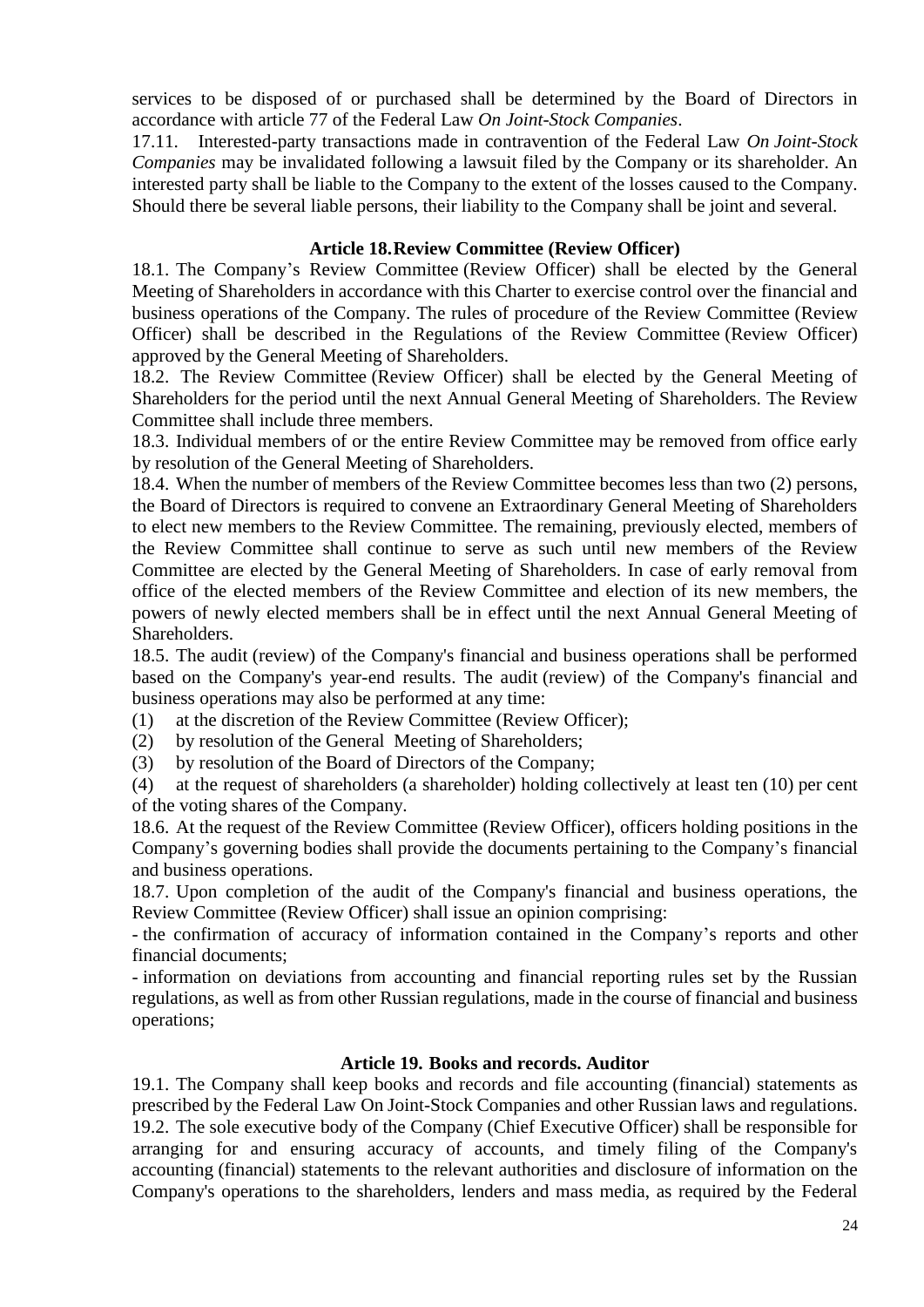services to be disposed of or purchased shall be determined by the Board of Directors in accordance with article 77 of the Federal Law *On Joint-Stock Companies*.

17.11. Interested-party transactions made in contravention of the Federal Law *On Joint-Stock Companies* may be invalidated following a lawsuit filed by the Company or its shareholder. An interested party shall be liable to the Company to the extent of the losses caused to the Company. Should there be several liable persons, their liability to the Company shall be joint and several.

### Article 18. Review Committee (Review Officer)

18.1. The Company's Review Committee (Review Officer) shall be elected by the General Meeting of Shareholders in accordance with this Charter to exercise control over the financial and business operations of the Company. The rules of procedure of the Review Committee (Review Officer) shall be described in the Regulations of the Review Committee (Review Officer) approved by the General Meeting of Shareholders.

18.2. The Review Committee (Review Officer) shall be elected by the General Meeting of Shareholders for the period until the next Annual General Meeting of Shareholders. The Review Committee shall include three members.

18.3. Individual members of or the entire Review Committee may be removed from office early by resolution of the General Meeting of Shareholders.

18.4. When the number of members of the Review Committee becomes less than two (2) persons, the Board of Directors is required to convene an Extraordinary General Meeting of Shareholders to elect new members to the Review Committee. The remaining, previously elected, members of the Review Committee shall continue to serve as such until new members of the Review Committee are elected by the General Meeting of Shareholders. In case of early removal from office of the elected members of the Review Committee and election of its new members, the powers of newly elected members shall be in effect until the next Annual General Meeting of Shareholders.

18.5. The audit (review) of the Company's financial and business operations shall be performed based on the Company's year-end results. The audit (review) of the Company's financial and business operations may also be performed at any time:

(1) at the discretion of the Review Committee (Review Officer);

(2) by resolution of the General Meeting of Shareholders;

(3) by resolution of the Board of Directors of the Company;

(4) at the request of shareholders (a shareholder) holding collectively at least ten (10) per cent of the voting shares of the Company.

18.6. At the request of the Review Committee (Review Officer), officers holding positions in the Company's governing bodies shall provide the documents pertaining to the Company's financial and business operations.

18.7. Upon completion of the audit of the Company's financial and business operations, the Review Committee (Review Officer) shall issue an opinion comprising:

- the confirmation of accuracy of information contained in the Company's reports and other financial documents;
- information on deviations from accounting and financial reporting rules set by the Russian regulations, as well as from other Russian regulations, made in the course of financial and business operations;

### Article 19. Books and records. Auditor

19.1. The Company shall keep books and records and file accounting (financial) statements as prescribed by the Federal Law On Joint-Stock Companies and other Russian laws and regulations.

19.2. The sole executive body of the Company (Chief Executive Officer) shall be responsible for arranging for and ensuring accuracy of accounts, and timely filing of the Company's accounting (financial) statements to the relevant authorities and disclosure of information on the Company's operations to the shareholders, lenders and mass media, as required by the Federal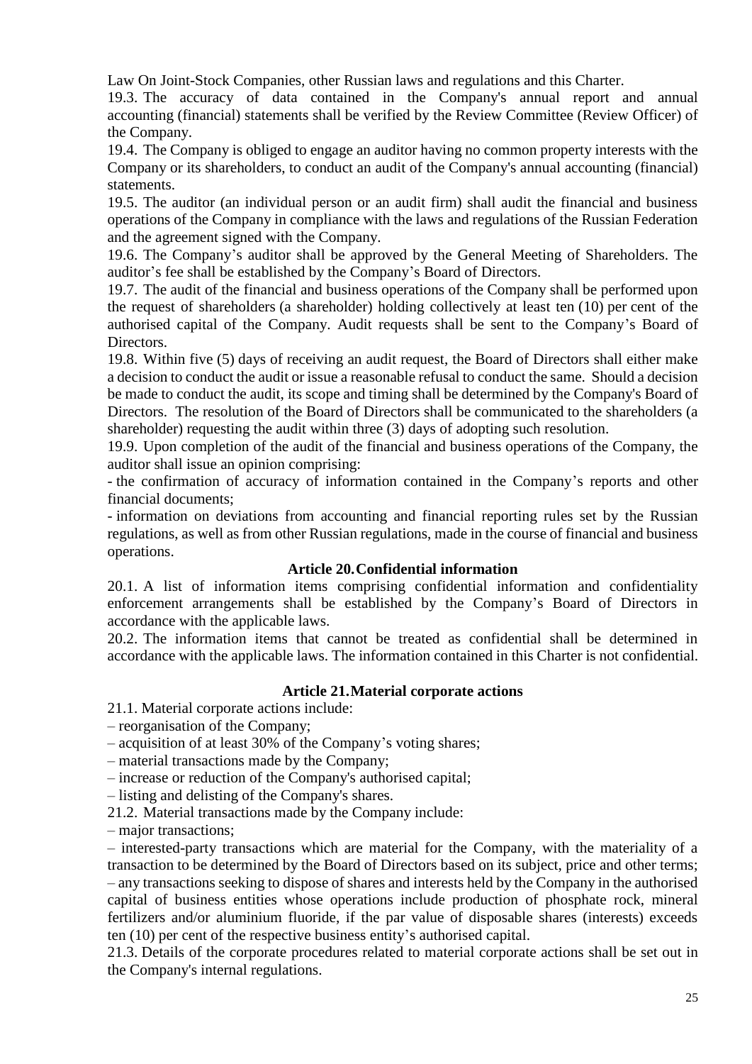Law On Joint-Stock Companies, other Russian laws and regulations and this Charter.

19.3. The accuracy of data contained in the Company's annual report and annual accounting (financial) statements shall be verified by the Review Committee (Review Officer) of the Company.

19.4. The Company is obliged to engage an auditor having no common property interests with the Company or its shareholders, to conduct an audit of the Company's annual accounting (financial) statements.

19.5. The auditor (an individual person or an audit firm) shall audit the financial and business operations of the Company in compliance with the laws and regulations of the Russian Federation and the agreement signed with the Company.

19.6. The Company's auditor shall be approved by the General Meeting of Shareholders. The auditor's fee shall be established by the Company's Board of Directors.

19.7. The audit of the financial and business operations of the Company shall be performed upon the request of shareholders (a shareholder) holding collectively at least ten (10) per cent of the authorised capital of the Company. Audit requests shall be sent to the Company's Board of Directors.

19.8. Within five (5) days of receiving an audit request, the Board of Directors shall either make a decision to conduct the audit or issue a reasonable refusal to conduct the same. Should a decision be made to conduct the audit, its scope and timing shall be determined by the Company's Board of Directors. The resolution of the Board of Directors shall be communicated to the shareholders (a shareholder) requesting the audit within three (3) days of adopting such resolution.

19.9. Upon completion of the audit of the financial and business operations of the Company, the auditor shall issue an opinion comprising:

- the confirmation of accuracy of information contained in the Company's reports and other financial documents;
- information on deviations from accounting and financial reporting rules set by the Russian regulations, as well as from other Russian regulations, made in the course of financial and business operations.

### Article 20. Confidential information

20.1. A list of information items comprising confidential information and confidentiality enforcement arrangements shall be established by the Company's Board of Directors in accordance with the applicable laws.

20.2. The information items that cannot be treated as confidential shall be determined in accordance with the applicable laws. The information contained in this Charter is not confidential.

### Article 21. Material corporate actions

21.1. Material corporate actions include:

– reorganisation of the Company;
– acquisition of at least 30% of the Company's voting shares;
– material transactions made by the Company;
– increase or reduction of the Company's authorised capital;
– listing and delisting of the Company's shares.

21.2. Material transactions made by the Company include:

– major transactions;
– interested-party transactions which are material for the Company, with the materiality of a transaction to be determined by the Board of Directors based on its subject, price and other terms;
– any transactions seeking to dispose of shares and interests held by the Company in the authorised capital of business entities whose operations include production of phosphate rock, mineral fertilizers and/or aluminium fluoride, if the par value of disposable shares (interests) exceeds ten (10) per cent of the respective business entity's authorised capital.

21.3. Details of the corporate procedures related to material corporate actions shall be set out in the Company's internal regulations.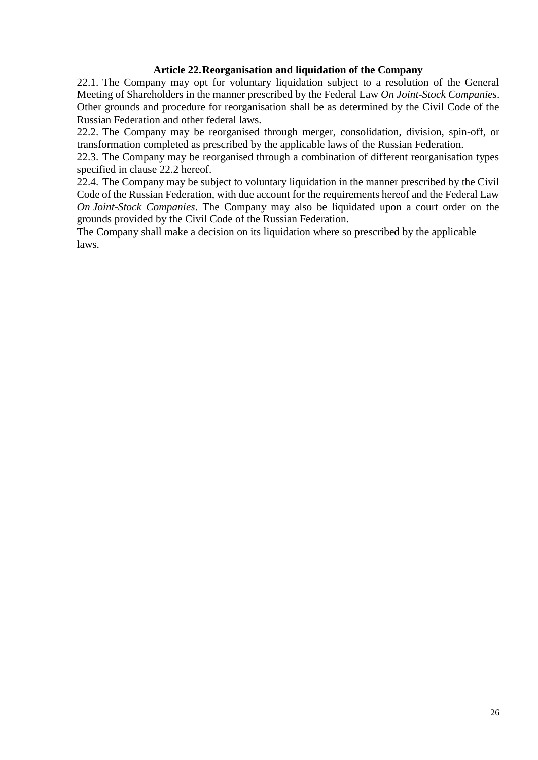### Article 22. Reorganisation and liquidation of the Company

22.1. The Company may opt for voluntary liquidation subject to a resolution of the General Meeting of Shareholders in the manner prescribed by the Federal Law *On Joint-Stock Companies*. Other grounds and procedure for reorganisation shall be as determined by the Civil Code of the Russian Federation and other federal laws.

22.2. The Company may be reorganised through merger, consolidation, division, spin-off, or transformation completed as prescribed by the applicable laws of the Russian Federation.

22.3. The Company may be reorganised through a combination of different reorganisation types specified in clause 22.2 hereof.

22.4. The Company may be subject to voluntary liquidation in the manner prescribed by the Civil Code of the Russian Federation, with due account for the requirements hereof and the Federal Law *On Joint-Stock Companies*. The Company may also be liquidated upon a court order on the grounds provided by the Civil Code of the Russian Federation.

The Company shall make a decision on its liquidation where so prescribed by the applicable laws.